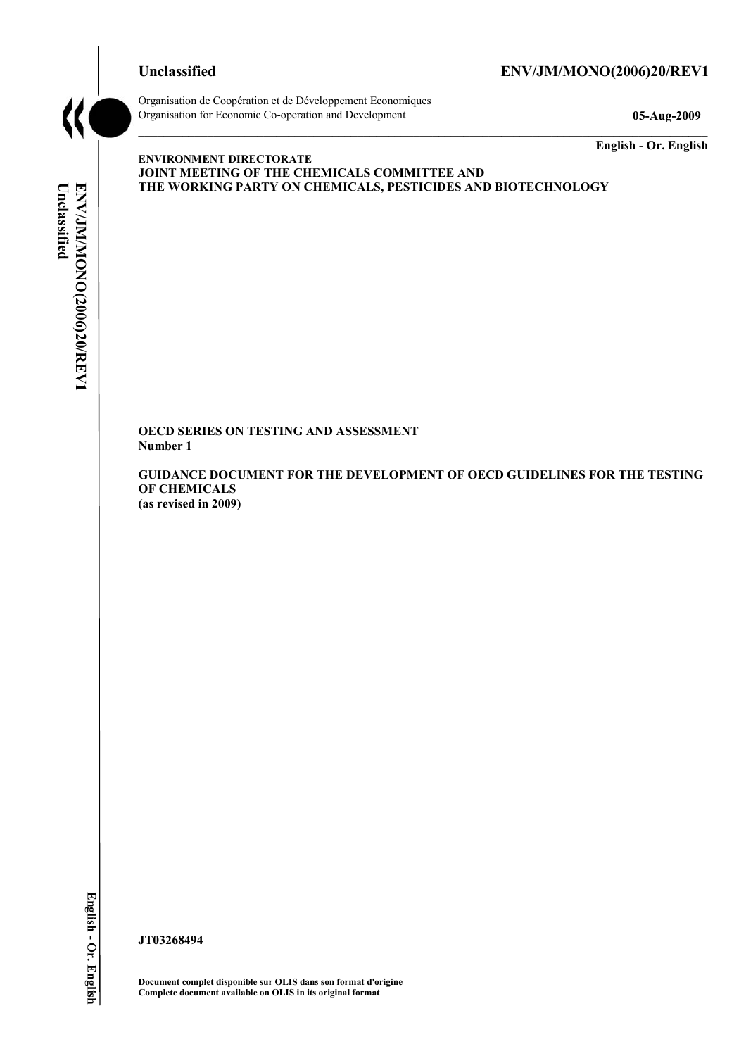**Unclassified** **ENV/JM/MONO(2006)20/REV1**

Organisation de Coopération et de Développement Economiques
Organisation for Economic Co-operation and Development

**05-Aug-2009**

**English - Or. English**

**ENVIRONMENT DIRECTORATE**
**JOINT MEETING OF THE CHEMICALS COMMITTEE AND**
**THE WORKING PARTY ON CHEMICALS, PESTICIDES AND BIOTECHNOLOGY**

**OECD SERIES ON TESTING AND ASSESSMENT**
**Number 1**

**GUIDANCE DOCUMENT FOR THE DEVELOPMENT OF OECD GUIDELINES FOR THE TESTING OF CHEMICALS**
**(as revised in 2009)**

**JT03268494**

**Document complet disponible sur OLIS dans son format d'origine**
**Complete document available on OLIS in its original format**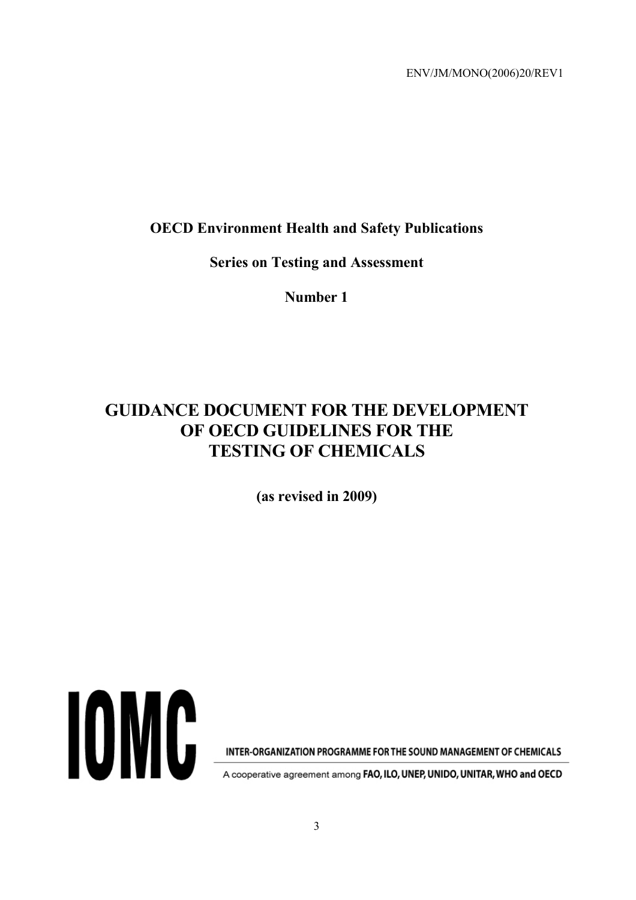ENV/JM/MONO(2006)20/REV1

**OECD Environment Health and Safety Publications**

**Series on Testing and Assessment**

**Number 1**

# GUIDANCE DOCUMENT FOR THE DEVELOPMENT OF OECD GUIDELINES FOR THE TESTING OF CHEMICALS

**(as revised in 2009)**

IOMC

INTER-ORGANIZATION PROGRAMME FOR THE SOUND MANAGEMENT OF CHEMICALS

A cooperative agreement among **FAO, ILO, UNEP, UNIDO, UNITAR, WHO and OECD**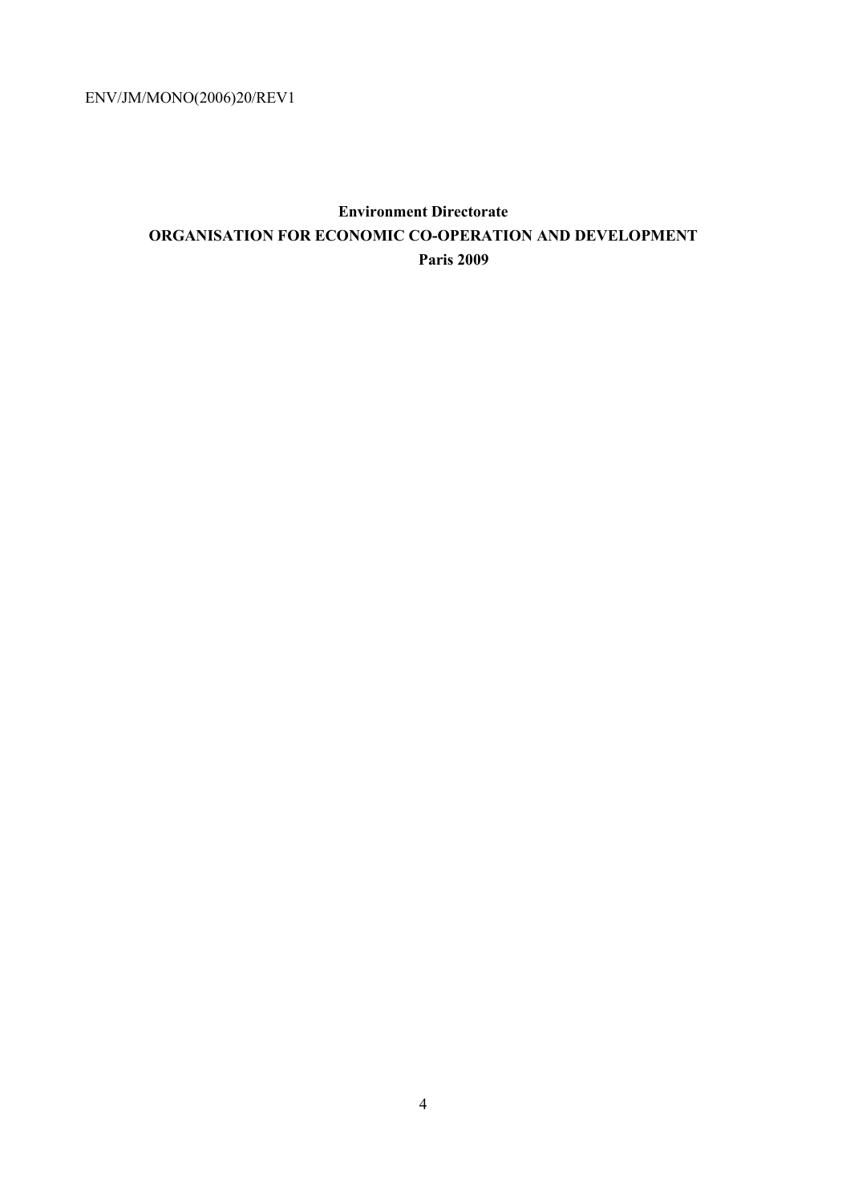**Environment Directorate**

**ORGANISATION FOR ECONOMIC CO-OPERATION AND DEVELOPMENT**

**Paris 2009**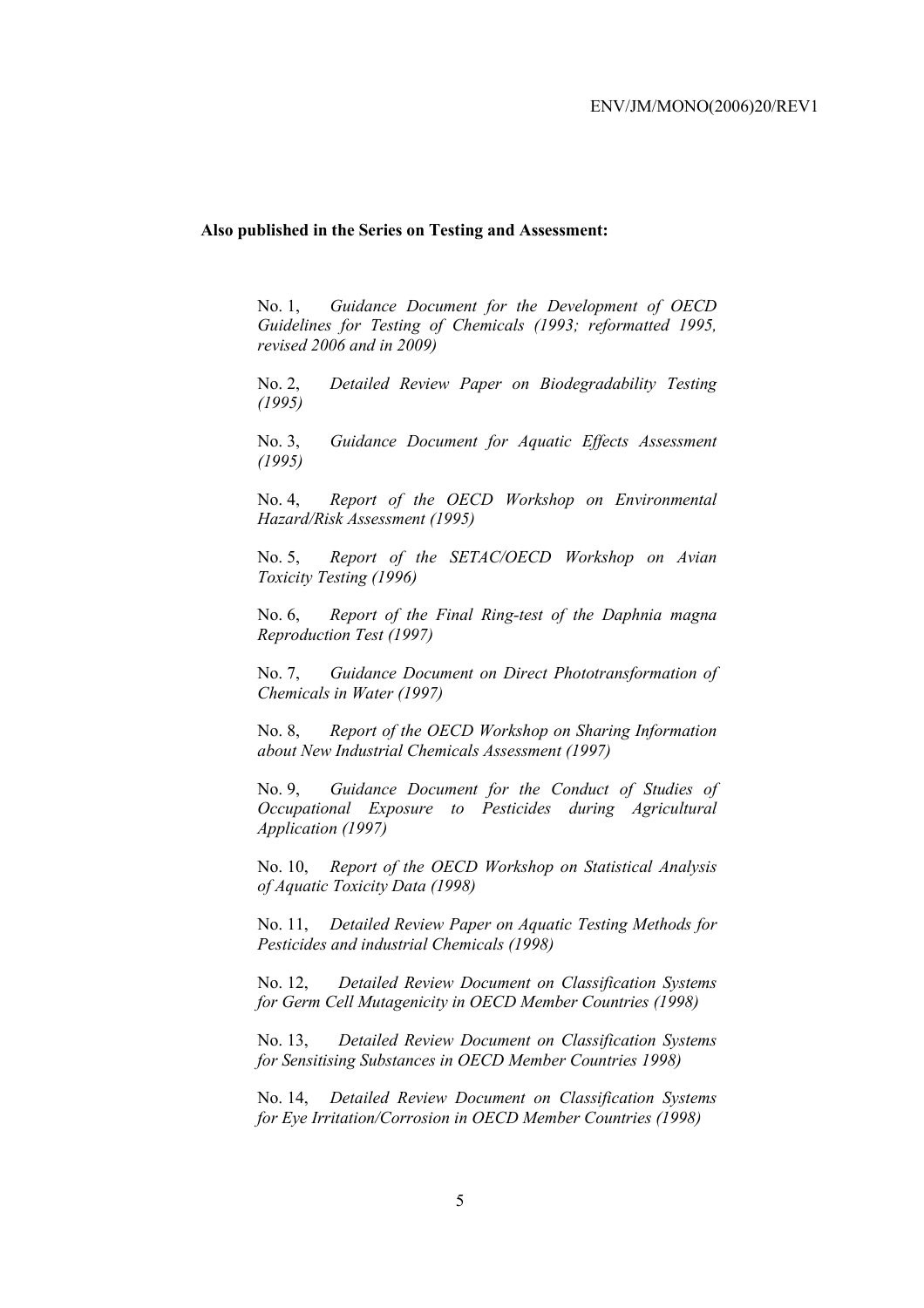**Also published in the Series on Testing and Assessment:**

No. 1, *Guidance Document for the Development of OECD Guidelines for Testing of Chemicals (1993; reformatted 1995, revised 2006 and in 2009)*

No. 2, *Detailed Review Paper on Biodegradability Testing (1995)*

No. 3, *Guidance Document for Aquatic Effects Assessment (1995)*

No. 4, *Report of the OECD Workshop on Environmental Hazard/Risk Assessment (1995)*

No. 5, *Report of the SETAC/OECD Workshop on Avian Toxicity Testing (1996)*

No. 6, *Report of the Final Ring-test of the Daphnia magna Reproduction Test (1997)*

No. 7, *Guidance Document on Direct Phototransformation of Chemicals in Water (1997)*

No. 8, *Report of the OECD Workshop on Sharing Information about New Industrial Chemicals Assessment (1997)*

No. 9, *Guidance Document for the Conduct of Studies of Occupational Exposure to Pesticides during Agricultural Application (1997)*

No. 10, *Report of the OECD Workshop on Statistical Analysis of Aquatic Toxicity Data (1998)*

No. 11, *Detailed Review Paper on Aquatic Testing Methods for Pesticides and industrial Chemicals (1998)*

No. 12, *Detailed Review Document on Classification Systems for Germ Cell Mutagenicity in OECD Member Countries (1998)*

No. 13, *Detailed Review Document on Classification Systems for Sensitising Substances in OECD Member Countries 1998)*

No. 14, *Detailed Review Document on Classification Systems for Eye Irritation/Corrosion in OECD Member Countries (1998)*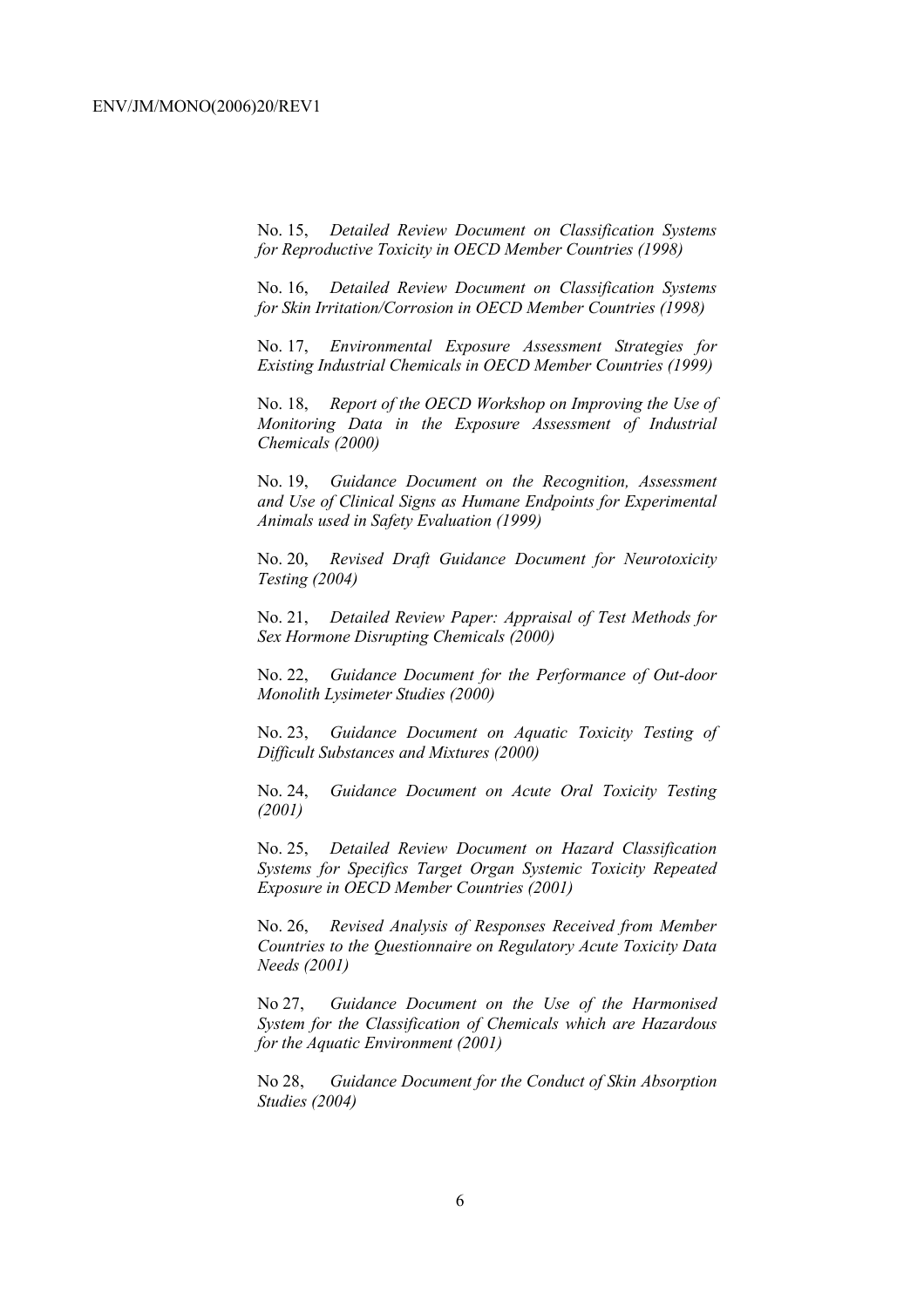No. 15, *Detailed Review Document on Classification Systems for Reproductive Toxicity in OECD Member Countries (1998)*

No. 16, *Detailed Review Document on Classification Systems for Skin Irritation/Corrosion in OECD Member Countries (1998)*

No. 17, *Environmental Exposure Assessment Strategies for Existing Industrial Chemicals in OECD Member Countries (1999)*

No. 18, *Report of the OECD Workshop on Improving the Use of Monitoring Data in the Exposure Assessment of Industrial Chemicals (2000)*

No. 19, *Guidance Document on the Recognition, Assessment and Use of Clinical Signs as Humane Endpoints for Experimental Animals used in Safety Evaluation (1999)*

No. 20, *Revised Draft Guidance Document for Neurotoxicity Testing (2004)*

No. 21, *Detailed Review Paper: Appraisal of Test Methods for Sex Hormone Disrupting Chemicals (2000)*

No. 22, *Guidance Document for the Performance of Out-door Monolith Lysimeter Studies (2000)*

No. 23, *Guidance Document on Aquatic Toxicity Testing of Difficult Substances and Mixtures (2000)*

No. 24, *Guidance Document on Acute Oral Toxicity Testing (2001)*

No. 25, *Detailed Review Document on Hazard Classification Systems for Specifics Target Organ Systemic Toxicity Repeated Exposure in OECD Member Countries (2001)*

No. 26, *Revised Analysis of Responses Received from Member Countries to the Questionnaire on Regulatory Acute Toxicity Data Needs (2001)*

No 27, *Guidance Document on the Use of the Harmonised System for the Classification of Chemicals which are Hazardous for the Aquatic Environment (2001)*

No 28, *Guidance Document for the Conduct of Skin Absorption Studies (2004)*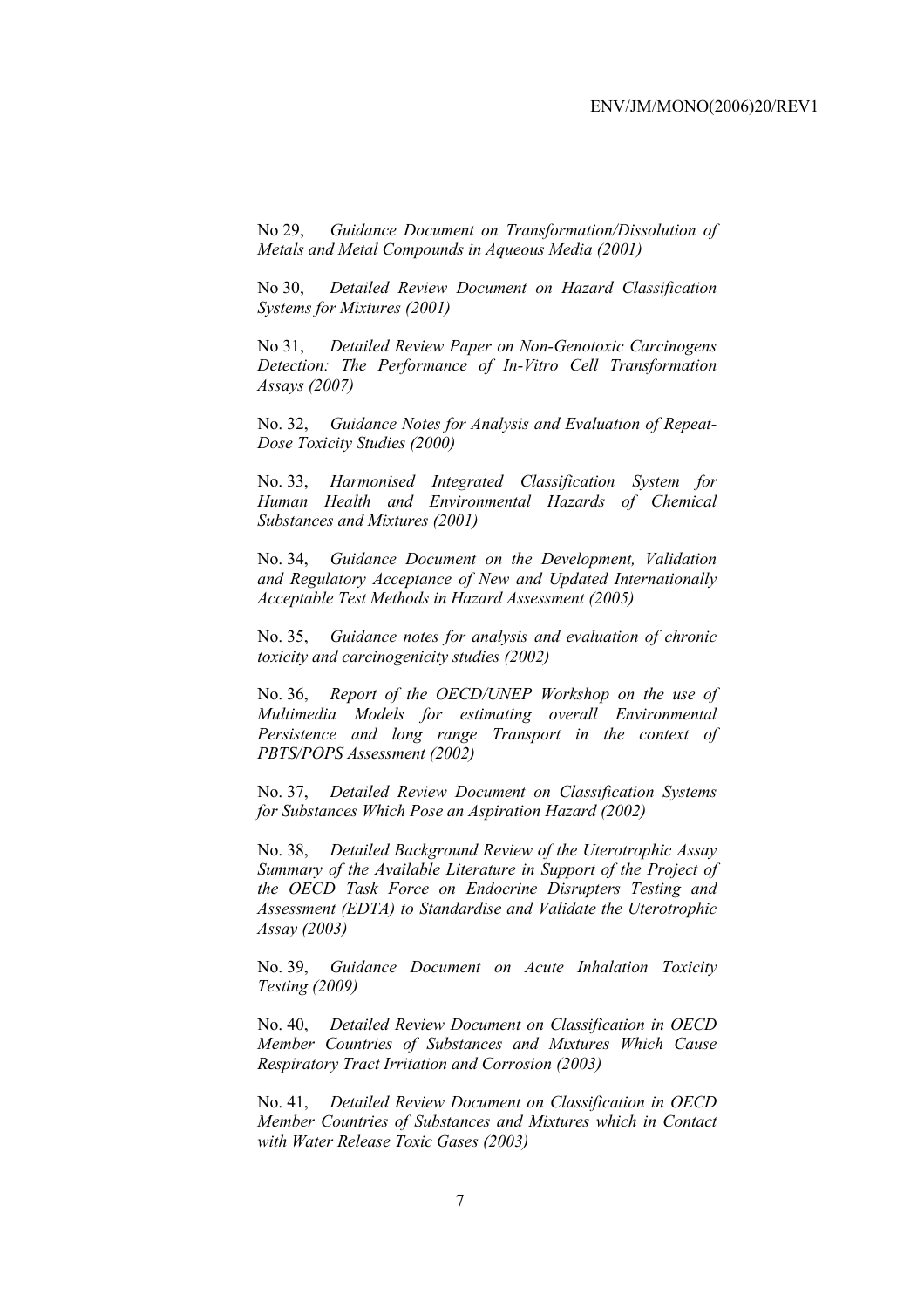No 29, *Guidance Document on Transformation/Dissolution of Metals and Metal Compounds in Aqueous Media (2001)*

No 30, *Detailed Review Document on Hazard Classification Systems for Mixtures (2001)*

No 31, *Detailed Review Paper on Non-Genotoxic Carcinogens Detection: The Performance of In-Vitro Cell Transformation Assays (2007)*

No. 32, *Guidance Notes for Analysis and Evaluation of Repeat-Dose Toxicity Studies (2000)*

No. 33, *Harmonised Integrated Classification System for Human Health and Environmental Hazards of Chemical Substances and Mixtures (2001)*

No. 34, *Guidance Document on the Development, Validation and Regulatory Acceptance of New and Updated Internationally Acceptable Test Methods in Hazard Assessment (2005)*

No. 35, *Guidance notes for analysis and evaluation of chronic toxicity and carcinogenicity studies (2002)*

No. 36, *Report of the OECD/UNEP Workshop on the use of Multimedia Models for estimating overall Environmental Persistence and long range Transport in the context of PBTS/POPS Assessment (2002)*

No. 37, *Detailed Review Document on Classification Systems for Substances Which Pose an Aspiration Hazard (2002)*

No. 38, *Detailed Background Review of the Uterotrophic Assay Summary of the Available Literature in Support of the Project of the OECD Task Force on Endocrine Disrupters Testing and Assessment (EDTA) to Standardise and Validate the Uterotrophic Assay (2003)*

No. 39, *Guidance Document on Acute Inhalation Toxicity Testing (2009)*

No. 40, *Detailed Review Document on Classification in OECD Member Countries of Substances and Mixtures Which Cause Respiratory Tract Irritation and Corrosion (2003)*

No. 41, *Detailed Review Document on Classification in OECD Member Countries of Substances and Mixtures which in Contact with Water Release Toxic Gases (2003)*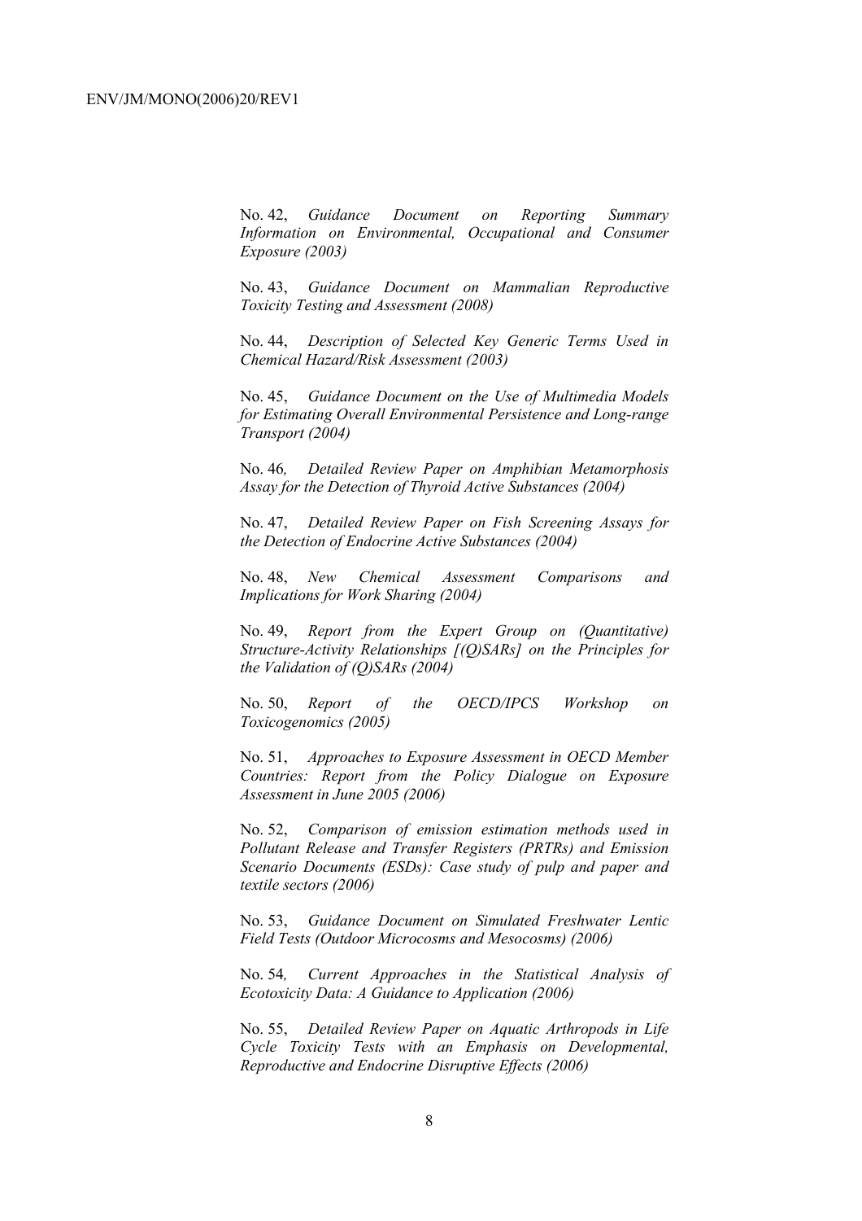No. 42, *Guidance Document on Reporting Summary Information on Environmental, Occupational and Consumer Exposure (2003)*

No. 43, *Guidance Document on Mammalian Reproductive Toxicity Testing and Assessment (2008)*

No. 44, *Description of Selected Key Generic Terms Used in Chemical Hazard/Risk Assessment (2003)*

No. 45, *Guidance Document on the Use of Multimedia Models for Estimating Overall Environmental Persistence and Long-range Transport (2004)*

No. 46*, Detailed Review Paper on Amphibian Metamorphosis Assay for the Detection of Thyroid Active Substances (2004)*

No. 47, *Detailed Review Paper on Fish Screening Assays for the Detection of Endocrine Active Substances (2004)*

No. 48, *New Chemical Assessment Comparisons and Implications for Work Sharing (2004)*

No. 49, *Report from the Expert Group on (Quantitative) Structure-Activity Relationships [(Q)SARs] on the Principles for the Validation of (Q)SARs (2004)*

No. 50, *Report of the OECD/IPCS Workshop on Toxicogenomics (2005)*

No. 51, *Approaches to Exposure Assessment in OECD Member Countries: Report from the Policy Dialogue on Exposure Assessment in June 2005 (2006)*

No. 52, *Comparison of emission estimation methods used in Pollutant Release and Transfer Registers (PRTRs) and Emission Scenario Documents (ESDs): Case study of pulp and paper and textile sectors (2006)*

No. 53, *Guidance Document on Simulated Freshwater Lentic Field Tests (Outdoor Microcosms and Mesocosms) (2006)*

No. 54*, Current Approaches in the Statistical Analysis of Ecotoxicity Data: A Guidance to Application (2006)*

No. 55, *Detailed Review Paper on Aquatic Arthropods in Life Cycle Toxicity Tests with an Emphasis on Developmental, Reproductive and Endocrine Disruptive Effects (2006)*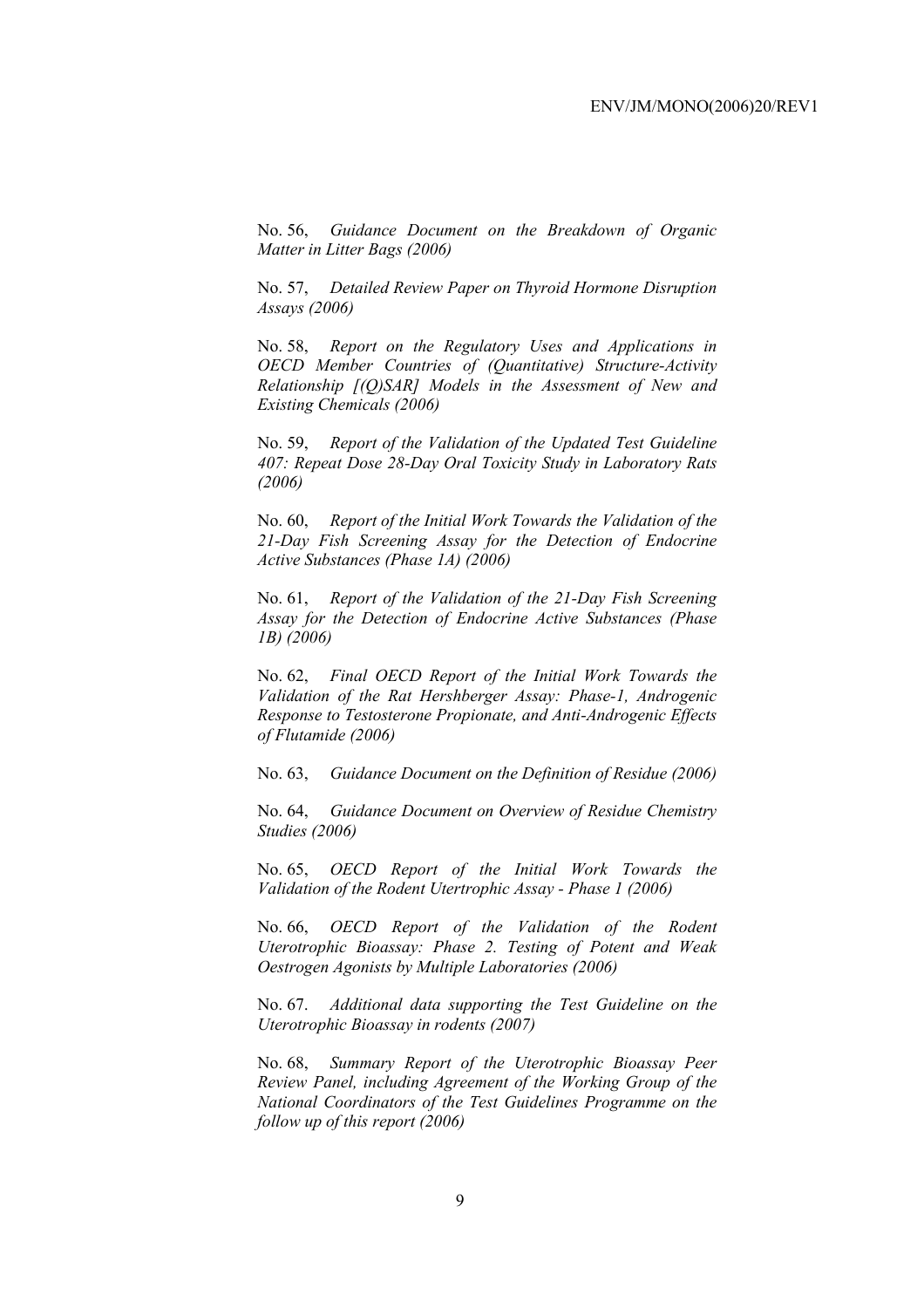No. 56, *Guidance Document on the Breakdown of Organic Matter in Litter Bags (2006)*

No. 57, *Detailed Review Paper on Thyroid Hormone Disruption Assays (2006)*

No. 58, *Report on the Regulatory Uses and Applications in OECD Member Countries of (Quantitative) Structure-Activity Relationship [(Q)SAR] Models in the Assessment of New and Existing Chemicals (2006)*

No. 59, *Report of the Validation of the Updated Test Guideline 407: Repeat Dose 28-Day Oral Toxicity Study in Laboratory Rats (2006)*

No. 60, *Report of the Initial Work Towards the Validation of the 21-Day Fish Screening Assay for the Detection of Endocrine Active Substances (Phase 1A) (2006)*

No. 61, *Report of the Validation of the 21-Day Fish Screening Assay for the Detection of Endocrine Active Substances (Phase 1B) (2006)*

No. 62, *Final OECD Report of the Initial Work Towards the Validation of the Rat Hershberger Assay: Phase-1, Androgenic Response to Testosterone Propionate, and Anti-Androgenic Effects of Flutamide (2006)*

No. 63, *Guidance Document on the Definition of Residue (2006)*

No. 64, *Guidance Document on Overview of Residue Chemistry Studies (2006)*

No. 65, *OECD Report of the Initial Work Towards the Validation of the Rodent Utertrophic Assay - Phase 1 (2006)*

No. 66, *OECD Report of the Validation of the Rodent Uterotrophic Bioassay: Phase 2. Testing of Potent and Weak Oestrogen Agonists by Multiple Laboratories (2006)*

No. 67. *Additional data supporting the Test Guideline on the Uterotrophic Bioassay in rodents (2007)*

No. 68, *Summary Report of the Uterotrophic Bioassay Peer Review Panel, including Agreement of the Working Group of the National Coordinators of the Test Guidelines Programme on the follow up of this report (2006)*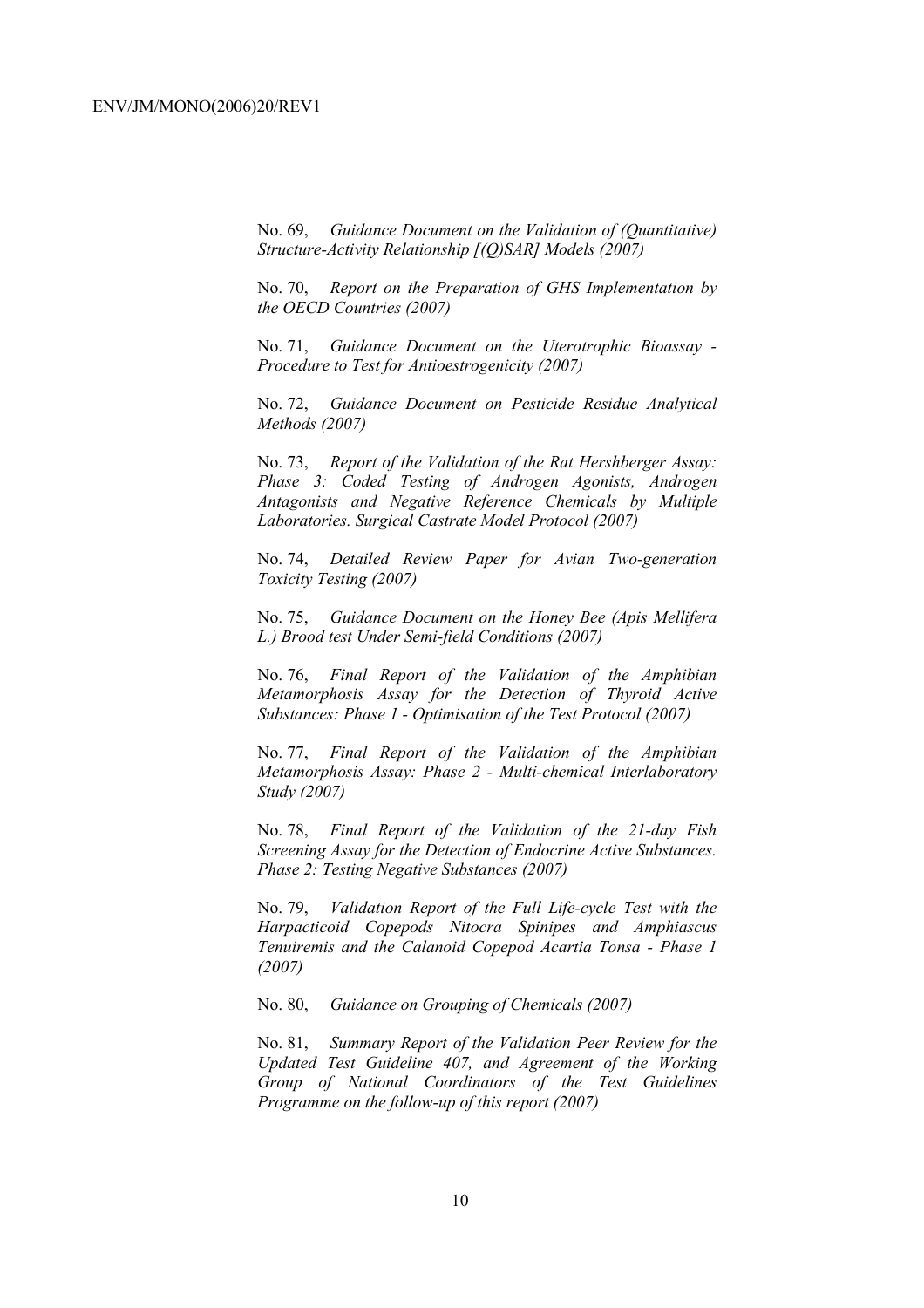No. 69, *Guidance Document on the Validation of (Quantitative) Structure-Activity Relationship [(Q)SAR] Models (2007)*

No. 70, *Report on the Preparation of GHS Implementation by the OECD Countries (2007)*

No. 71, *Guidance Document on the Uterotrophic Bioassay - Procedure to Test for Antioestrogenicity (2007)*

No. 72, *Guidance Document on Pesticide Residue Analytical Methods (2007)*

No. 73, *Report of the Validation of the Rat Hershberger Assay: Phase 3: Coded Testing of Androgen Agonists, Androgen Antagonists and Negative Reference Chemicals by Multiple Laboratories. Surgical Castrate Model Protocol (2007)*

No. 74, *Detailed Review Paper for Avian Two-generation Toxicity Testing (2007)*

No. 75, *Guidance Document on the Honey Bee (Apis Mellifera L.) Brood test Under Semi-field Conditions (2007)*

No. 76, *Final Report of the Validation of the Amphibian Metamorphosis Assay for the Detection of Thyroid Active Substances: Phase 1 - Optimisation of the Test Protocol (2007)*

No. 77, *Final Report of the Validation of the Amphibian Metamorphosis Assay: Phase 2 - Multi-chemical Interlaboratory Study (2007)*

No. 78, *Final Report of the Validation of the 21-day Fish Screening Assay for the Detection of Endocrine Active Substances. Phase 2: Testing Negative Substances (2007)*

No. 79, *Validation Report of the Full Life-cycle Test with the Harpacticoid Copepods Nitocra Spinipes and Amphiascus Tenuiremis and the Calanoid Copepod Acartia Tonsa - Phase 1 (2007)*

No. 80, *Guidance on Grouping of Chemicals (2007)*

No. 81, *Summary Report of the Validation Peer Review for the Updated Test Guideline 407, and Agreement of the Working Group of National Coordinators of the Test Guidelines Programme on the follow-up of this report (2007)*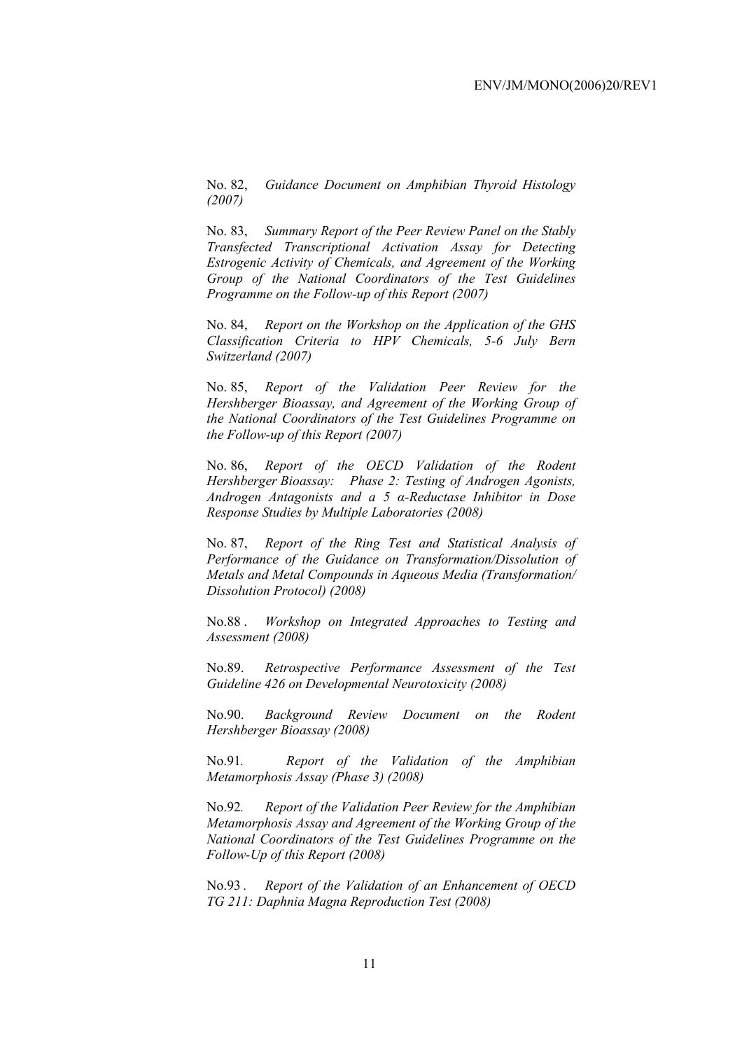No. 82, *Guidance Document on Amphibian Thyroid Histology (2007)*

No. 83, *Summary Report of the Peer Review Panel on the Stably Transfected Transcriptional Activation Assay for Detecting Estrogenic Activity of Chemicals, and Agreement of the Working Group of the National Coordinators of the Test Guidelines Programme on the Follow-up of this Report (2007)*

No. 84, *Report on the Workshop on the Application of the GHS Classification Criteria to HPV Chemicals, 5-6 July Bern Switzerland (2007)*

No. 85, *Report of the Validation Peer Review for the Hershberger Bioassay, and Agreement of the Working Group of the National Coordinators of the Test Guidelines Programme on the Follow-up of this Report (2007)*

No. 86, *Report of the OECD Validation of the Rodent Hershberger Bioassay: Phase 2: Testing of Androgen Agonists, Androgen Antagonists and a 5 α-Reductase Inhibitor in Dose Response Studies by Multiple Laboratories (2008)*

No. 87, *Report of the Ring Test and Statistical Analysis of Performance of the Guidance on Transformation/Dissolution of Metals and Metal Compounds in Aqueous Media (Transformation/ Dissolution Protocol) (2008)*

No.88 . *Workshop on Integrated Approaches to Testing and Assessment (2008)*

No.89. *Retrospective Performance Assessment of the Test Guideline 426 on Developmental Neurotoxicity (2008)*

No.90. *Background Review Document on the Rodent Hershberger Bioassay (2008)*

No.91. *Report of the Validation of the Amphibian Metamorphosis Assay (Phase 3) (2008)*

No.92. *Report of the Validation Peer Review for the Amphibian Metamorphosis Assay and Agreement of the Working Group of the National Coordinators of the Test Guidelines Programme on the Follow-Up of this Report (2008)*

No.93 . *Report of the Validation of an Enhancement of OECD TG 211: Daphnia Magna Reproduction Test (2008)*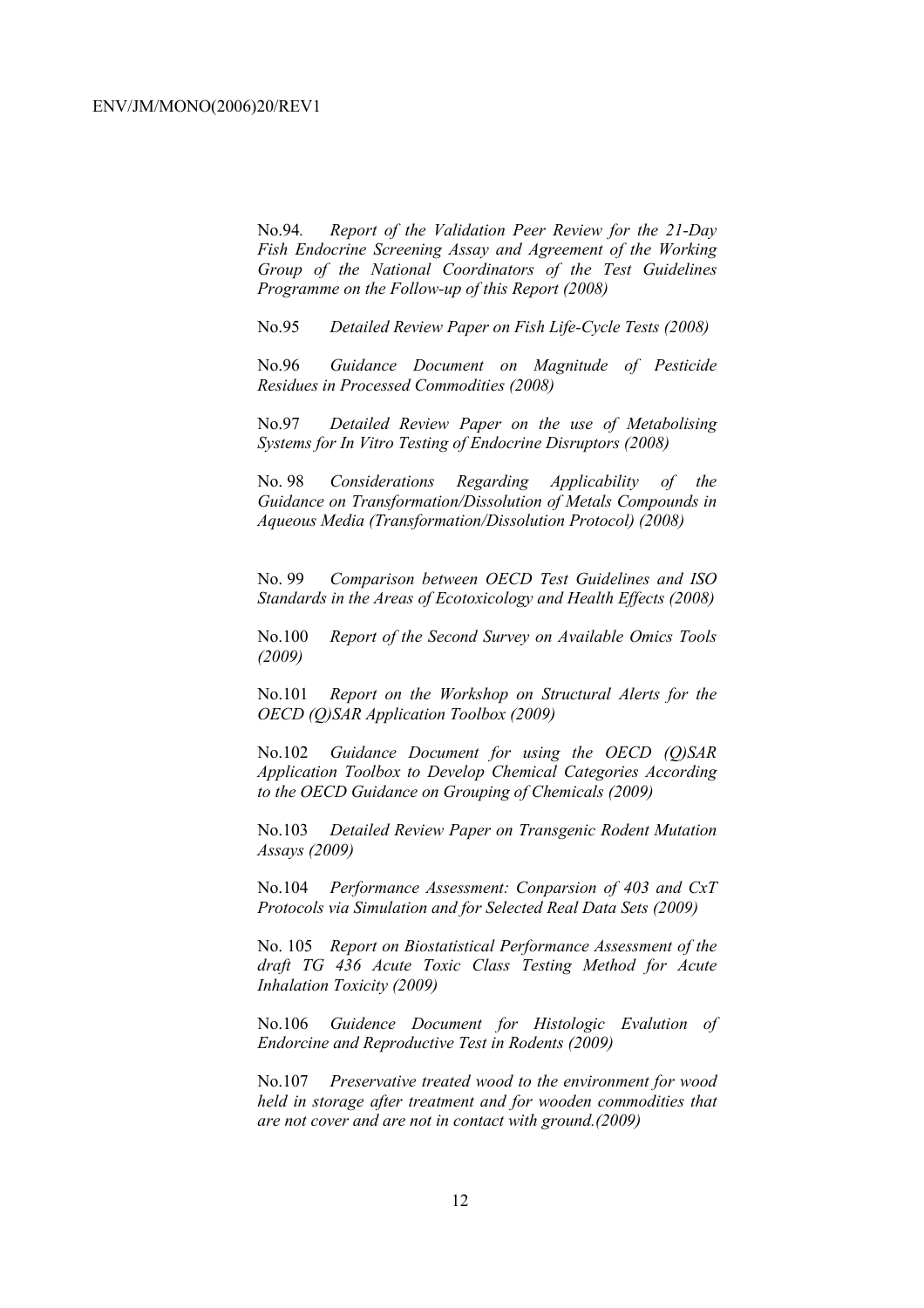No.94. *Report of the Validation Peer Review for the 21-Day Fish Endocrine Screening Assay and Agreement of the Working Group of the National Coordinators of the Test Guidelines Programme on the Follow-up of this Report (2008)*

No.95 *Detailed Review Paper on Fish Life-Cycle Tests (2008)*

No.96 *Guidance Document on Magnitude of Pesticide Residues in Processed Commodities (2008)*

No.97 *Detailed Review Paper on the use of Metabolising Systems for In Vitro Testing of Endocrine Disruptors (2008)*

No. 98 *Considerations Regarding Applicability of the Guidance on Transformation/Dissolution of Metals Compounds in Aqueous Media (Transformation/Dissolution Protocol) (2008)*

No. 99 *Comparison between OECD Test Guidelines and ISO Standards in the Areas of Ecotoxicology and Health Effects (2008)*

No.100 *Report of the Second Survey on Available Omics Tools (2009)*

No.101 *Report on the Workshop on Structural Alerts for the OECD (Q)SAR Application Toolbox (2009)*

No.102 *Guidance Document for using the OECD (Q)SAR Application Toolbox to Develop Chemical Categories According to the OECD Guidance on Grouping of Chemicals (2009)*

No.103 *Detailed Review Paper on Transgenic Rodent Mutation Assays (2009)*

No.104 *Performance Assessment: Conparsion of 403 and CxT Protocols via Simulation and for Selected Real Data Sets (2009)*

No. 105 *Report on Biostatistical Performance Assessment of the draft TG 436 Acute Toxic Class Testing Method for Acute Inhalation Toxicity (2009)*

No.106 *Guidence Document for Histologic Evalution of Endorcine and Reproductive Test in Rodents (2009)*

No.107 *Preservative treated wood to the environment for wood held in storage after treatment and for wooden commodities that are not cover and are not in contact with ground.(2009)*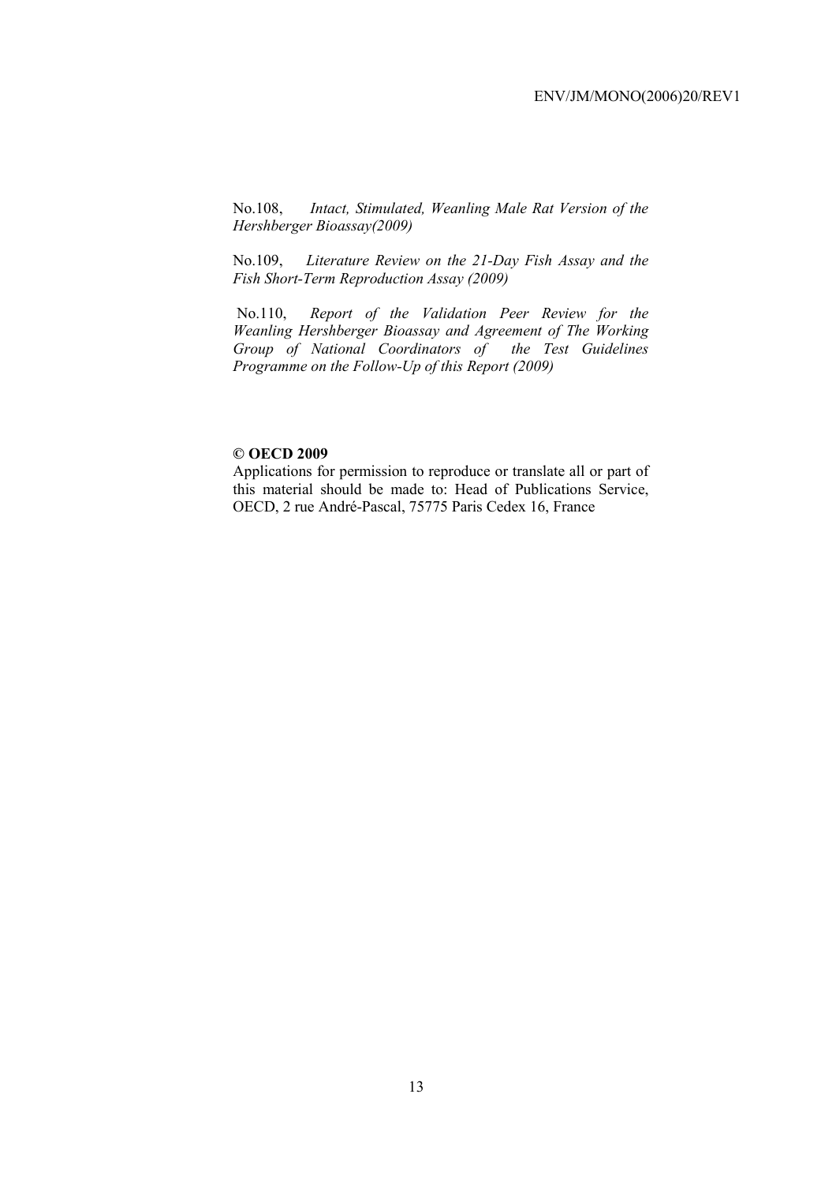No.108, *Intact, Stimulated, Weanling Male Rat Version of the Hershberger Bioassay(2009)*

No.109, *Literature Review on the 21-Day Fish Assay and the Fish Short-Term Reproduction Assay (2009)*

No.110, *Report of the Validation Peer Review for the Weanling Hershberger Bioassay and Agreement of The Working Group of National Coordinators of the Test Guidelines Programme on the Follow-Up of this Report (2009)*

**© OECD 2009**

Applications for permission to reproduce or translate all or part of this material should be made to: Head of Publications Service, OECD, 2 rue André-Pascal, 75775 Paris Cedex 16, France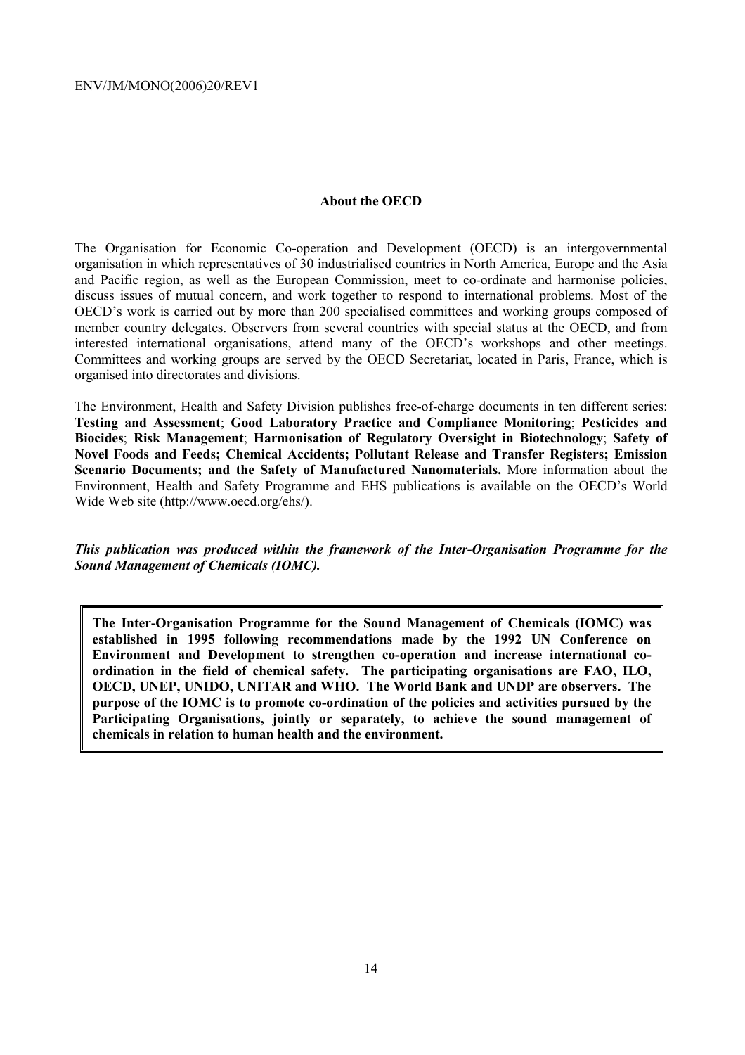## About the OECD

The Organisation for Economic Co-operation and Development (OECD) is an intergovernmental organisation in which representatives of 30 industrialised countries in North America, Europe and the Asia and Pacific region, as well as the European Commission, meet to co-ordinate and harmonise policies, discuss issues of mutual concern, and work together to respond to international problems. Most of the OECD's work is carried out by more than 200 specialised committees and working groups composed of member country delegates. Observers from several countries with special status at the OECD, and from interested international organisations, attend many of the OECD's workshops and other meetings. Committees and working groups are served by the OECD Secretariat, located in Paris, France, which is organised into directorates and divisions.

The Environment, Health and Safety Division publishes free-of-charge documents in ten different series: **Testing and Assessment**; **Good Laboratory Practice and Compliance Monitoring**; **Pesticides and Biocides**; **Risk Management**; **Harmonisation of Regulatory Oversight in Biotechnology**; **Safety of Novel Foods and Feeds; Chemical Accidents; Pollutant Release and Transfer Registers; Emission Scenario Documents; and the Safety of Manufactured Nanomaterials.** More information about the Environment, Health and Safety Programme and EHS publications is available on the OECD's World Wide Web site (http://www.oecd.org/ehs/).

***This publication was produced within the framework of the Inter-Organisation Programme for the Sound Management of Chemicals (IOMC).***

**The Inter-Organisation Programme for the Sound Management of Chemicals (IOMC) was established in 1995 following recommendations made by the 1992 UN Conference on Environment and Development to strengthen co-operation and increase international co-ordination in the field of chemical safety. The participating organisations are FAO, ILO, OECD, UNEP, UNIDO, UNITAR and WHO. The World Bank and UNDP are observers. The purpose of the IOMC is to promote co-ordination of the policies and activities pursued by the Participating Organisations, jointly or separately, to achieve the sound management of chemicals in relation to human health and the environment.**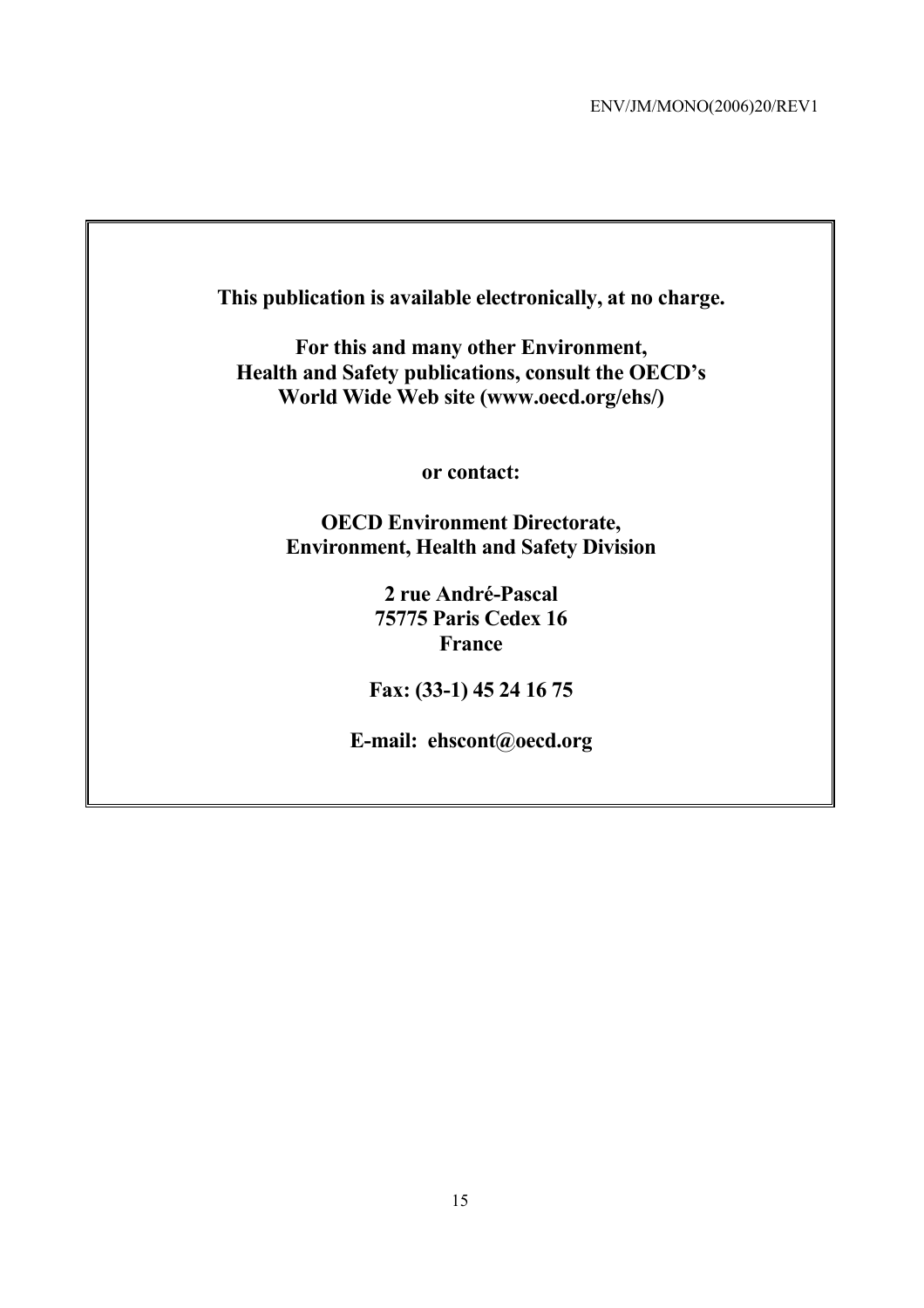**This publication is available electronically, at no charge.**

**For this and many other Environment, Health and Safety publications, consult the OECD's World Wide Web site (www.oecd.org/ehs/)**

**or contact:**

**OECD Environment Directorate, Environment, Health and Safety Division**

**2 rue André-Pascal**
**75775 Paris Cedex 16**
**France**

**Fax: (33-1) 45 24 16 75**

**E-mail: ehscont@oecd.org**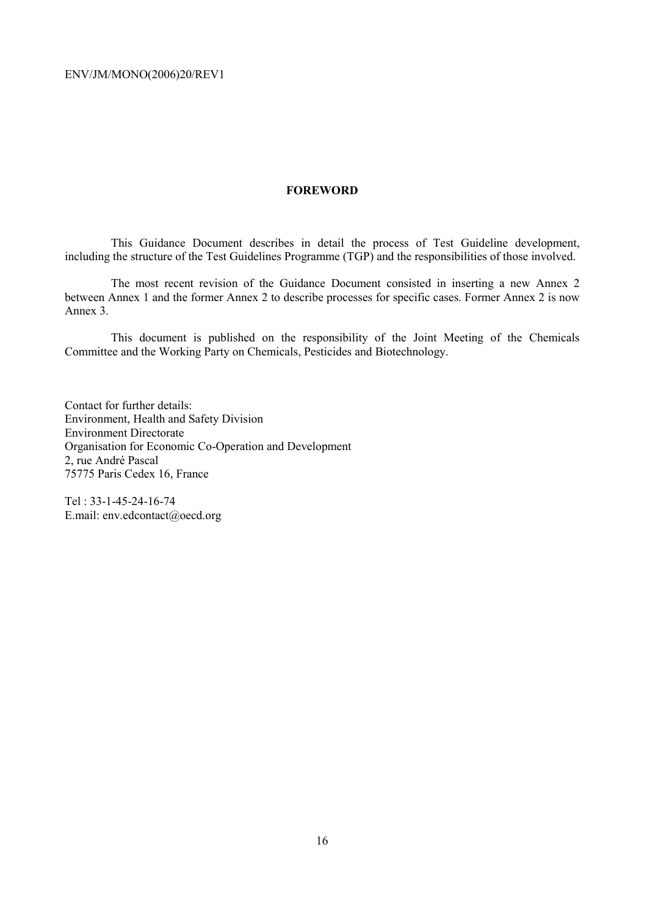## FOREWORD

This Guidance Document describes in detail the process of Test Guideline development, including the structure of the Test Guidelines Programme (TGP) and the responsibilities of those involved.

The most recent revision of the Guidance Document consisted in inserting a new Annex 2 between Annex 1 and the former Annex 2 to describe processes for specific cases. Former Annex 2 is now Annex 3.

This document is published on the responsibility of the Joint Meeting of the Chemicals Committee and the Working Party on Chemicals, Pesticides and Biotechnology.

Contact for further details:
Environment, Health and Safety Division
Environment Directorate
Organisation for Economic Co-Operation and Development
2, rue André Pascal
75775 Paris Cedex 16, France

Tel : 33-1-45-24-16-74
E.mail: env.edcontact@oecd.org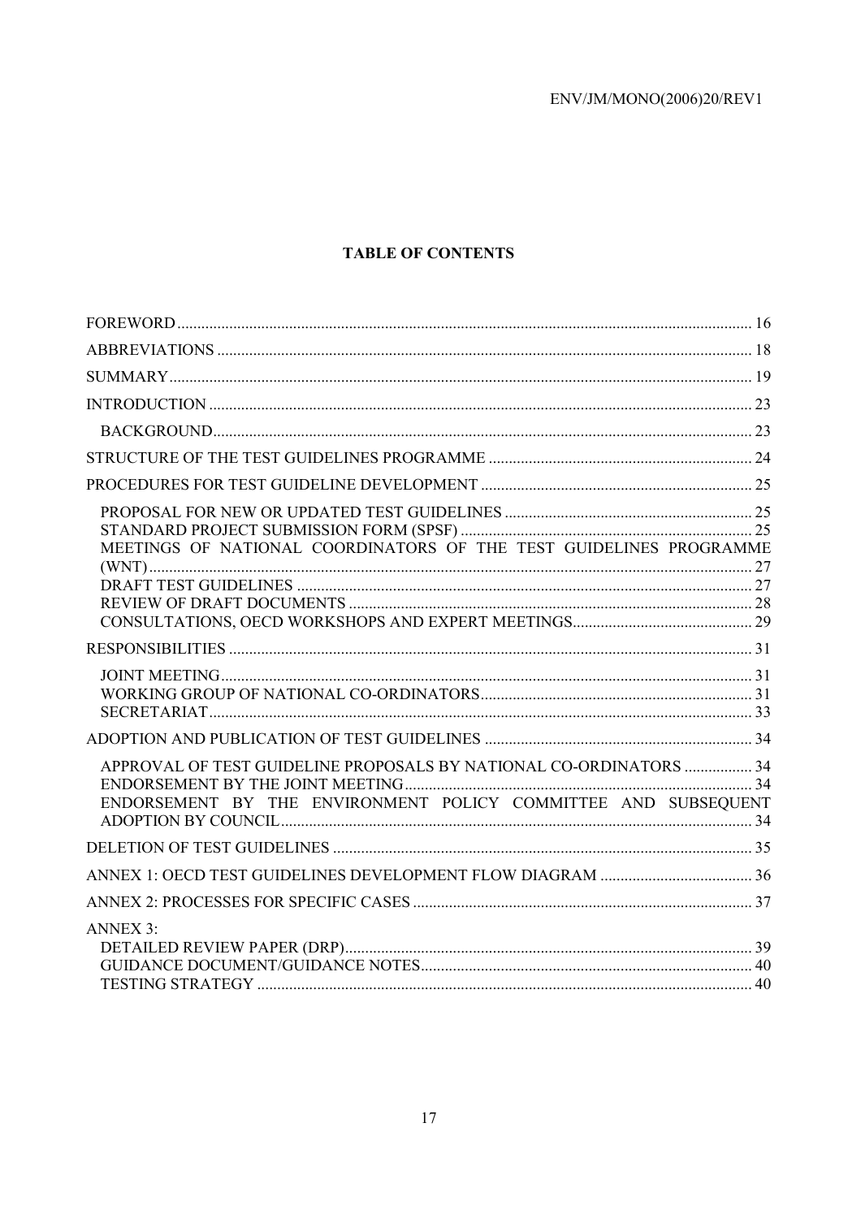# TABLE OF CONTENTS

- FOREWORD ... 16
- ABBREVIATIONS ... 18
- SUMMARY ... 19
- INTRODUCTION ... 23
  - BACKGROUND ... 23
- STRUCTURE OF THE TEST GUIDELINES PROGRAMME ... 24
- PROCEDURES FOR TEST GUIDELINE DEVELOPMENT ... 25
  - PROPOSAL FOR NEW OR UPDATED TEST GUIDELINES ... 25
  - STANDARD PROJECT SUBMISSION FORM (SPSF) ... 25
  - MEETINGS OF NATIONAL COORDINATORS OF THE TEST GUIDELINES PROGRAMME (WNT) ... 27
  - DRAFT TEST GUIDELINES ... 27
  - REVIEW OF DRAFT DOCUMENTS ... 28
  - CONSULTATIONS, OECD WORKSHOPS AND EXPERT MEETINGS ... 29
- RESPONSIBILITIES ... 31
  - JOINT MEETING ... 31
  - WORKING GROUP OF NATIONAL CO-ORDINATORS ... 31
  - SECRETARIAT ... 33
- ADOPTION AND PUBLICATION OF TEST GUIDELINES ... 34
  - APPROVAL OF TEST GUIDELINE PROPOSALS BY NATIONAL CO-ORDINATORS ... 34
  - ENDORSEMENT BY THE JOINT MEETING ... 34
  - ENDORSEMENT BY THE ENVIRONMENT POLICY COMMITTEE AND SUBSEQUENT ADOPTION BY COUNCIL ... 34
- DELETION OF TEST GUIDELINES ... 35
- ANNEX 1: OECD TEST GUIDELINES DEVELOPMENT FLOW DIAGRAM ... 36
- ANNEX 2: PROCESSES FOR SPECIFIC CASES ... 37
- ANNEX 3:
  - DETAILED REVIEW PAPER (DRP) ... 39
  - GUIDANCE DOCUMENT/GUIDANCE NOTES ... 40
  - TESTING STRATEGY ... 40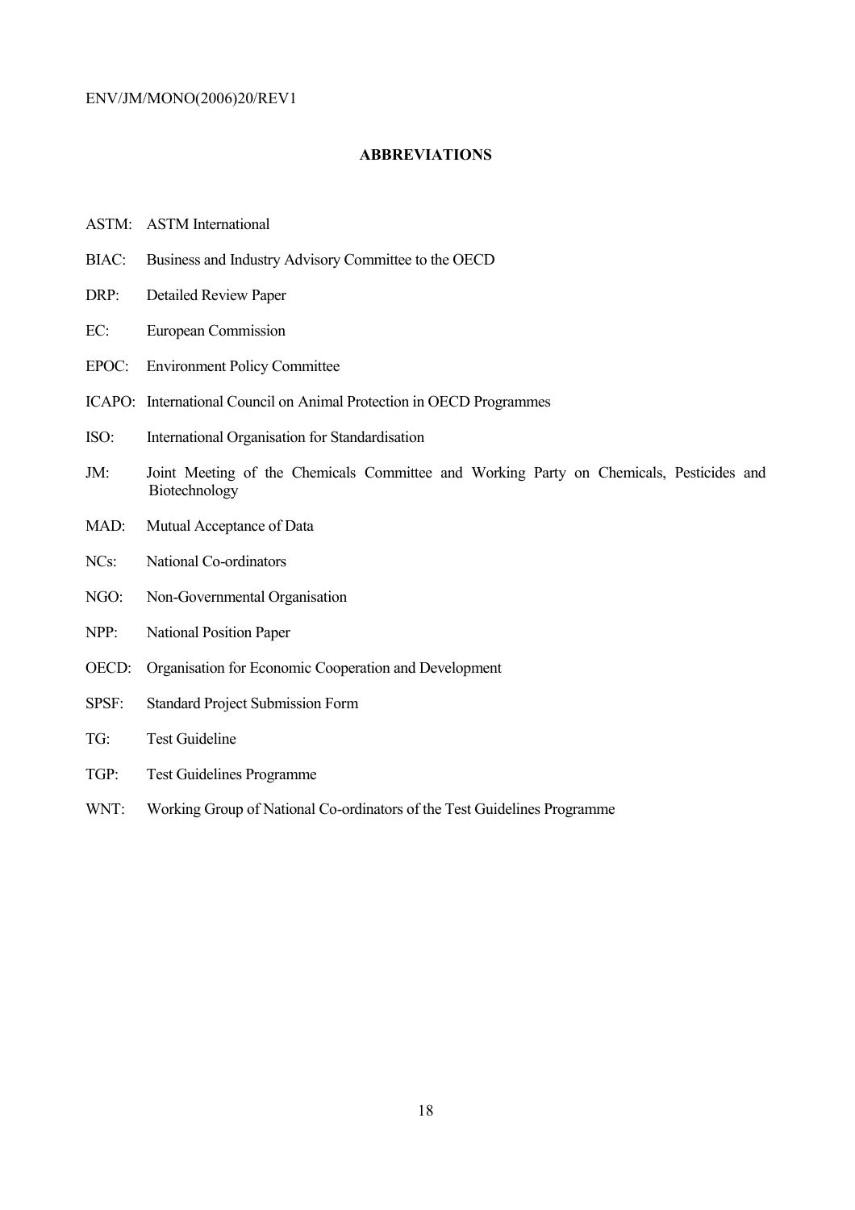## ABBREVIATIONS

ASTM: ASTM International

BIAC: Business and Industry Advisory Committee to the OECD

DRP: Detailed Review Paper

EC: European Commission

EPOC: Environment Policy Committee

ICAPO: International Council on Animal Protection in OECD Programmes

ISO: International Organisation for Standardisation

JM: Joint Meeting of the Chemicals Committee and Working Party on Chemicals, Pesticides and Biotechnology

MAD: Mutual Acceptance of Data

NCs: National Co-ordinators

NGO: Non-Governmental Organisation

NPP: National Position Paper

OECD: Organisation for Economic Cooperation and Development

SPSF: Standard Project Submission Form

TG: Test Guideline

TGP: Test Guidelines Programme

WNT: Working Group of National Co-ordinators of the Test Guidelines Programme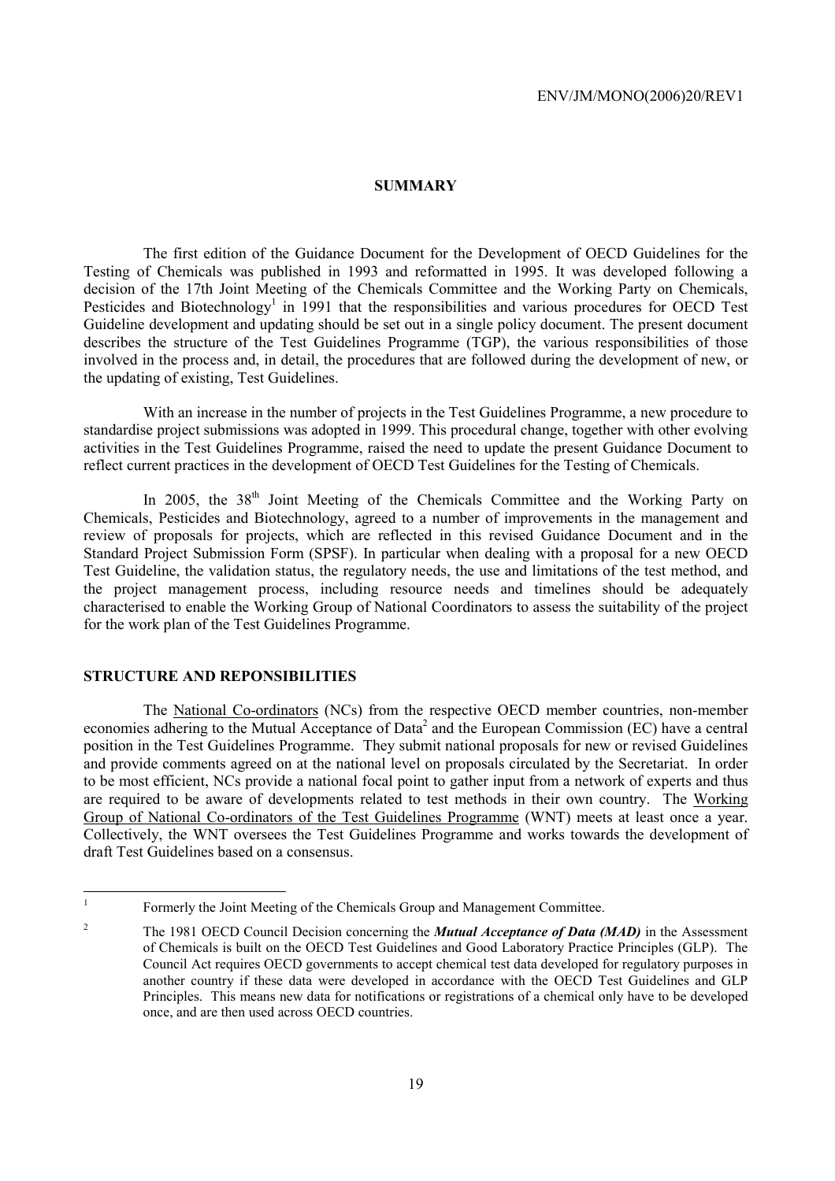## SUMMARY

The first edition of the Guidance Document for the Development of OECD Guidelines for the Testing of Chemicals was published in 1993 and reformatted in 1995. It was developed following a decision of the 17th Joint Meeting of the Chemicals Committee and the Working Party on Chemicals, Pesticides and Biotechnology[1] in 1991 that the responsibilities and various procedures for OECD Test Guideline development and updating should be set out in a single policy document. The present document describes the structure of the Test Guidelines Programme (TGP), the various responsibilities of those involved in the process and, in detail, the procedures that are followed during the development of new, or the updating of existing, Test Guidelines.

With an increase in the number of projects in the Test Guidelines Programme, a new procedure to standardise project submissions was adopted in 1999. This procedural change, together with other evolving activities in the Test Guidelines Programme, raised the need to update the present Guidance Document to reflect current practices in the development of OECD Test Guidelines for the Testing of Chemicals.

In 2005, the 38th Joint Meeting of the Chemicals Committee and the Working Party on Chemicals, Pesticides and Biotechnology, agreed to a number of improvements in the management and review of proposals for projects, which are reflected in this revised Guidance Document and in the Standard Project Submission Form (SPSF). In particular when dealing with a proposal for a new OECD Test Guideline, the validation status, the regulatory needs, the use and limitations of the test method, and the project management process, including resource needs and timelines should be adequately characterised to enable the Working Group of National Coordinators to assess the suitability of the project for the work plan of the Test Guidelines Programme.

### STRUCTURE AND REPONSIBILITIES

The National Co-ordinators (NCs) from the respective OECD member countries, non-member economies adhering to the Mutual Acceptance of Data[2] and the European Commission (EC) have a central position in the Test Guidelines Programme. They submit national proposals for new or revised Guidelines and provide comments agreed on at the national level on proposals circulated by the Secretariat. In order to be most efficient, NCs provide a national focal point to gather input from a network of experts and thus are required to be aware of developments related to test methods in their own country. The Working Group of National Co-ordinators of the Test Guidelines Programme (WNT) meets at least once a year. Collectively, the WNT oversees the Test Guidelines Programme and works towards the development of draft Test Guidelines based on a consensus.

---

[1] Formerly the Joint Meeting of the Chemicals Group and Management Committee.

[2] The 1981 OECD Council Decision concerning the ***Mutual Acceptance of Data (MAD)*** in the Assessment of Chemicals is built on the OECD Test Guidelines and Good Laboratory Practice Principles (GLP). The Council Act requires OECD governments to accept chemical test data developed for regulatory purposes in another country if these data were developed in accordance with the OECD Test Guidelines and GLP Principles. This means new data for notifications or registrations of a chemical only have to be developed once, and are then used across OECD countries.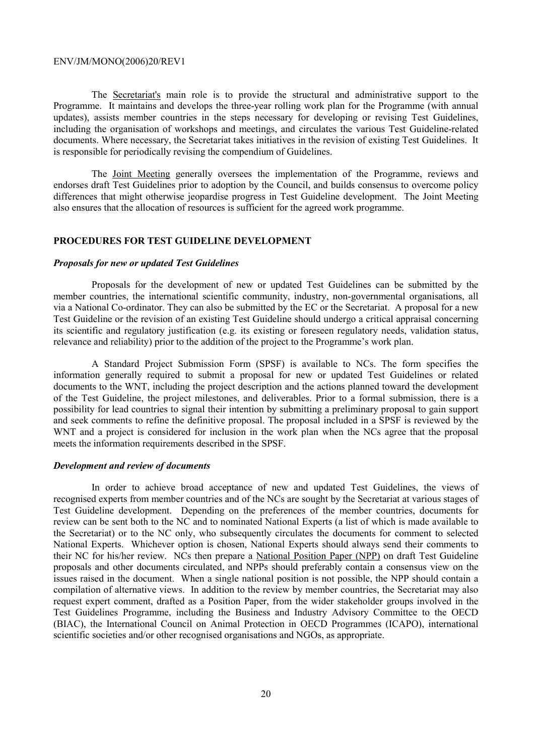The Secretariat's main role is to provide the structural and administrative support to the Programme. It maintains and develops the three-year rolling work plan for the Programme (with annual updates), assists member countries in the steps necessary for developing or revising Test Guidelines, including the organisation of workshops and meetings, and circulates the various Test Guideline-related documents. Where necessary, the Secretariat takes initiatives in the revision of existing Test Guidelines. It is responsible for periodically revising the compendium of Guidelines.

The Joint Meeting generally oversees the implementation of the Programme, reviews and endorses draft Test Guidelines prior to adoption by the Council, and builds consensus to overcome policy differences that might otherwise jeopardise progress in Test Guideline development. The Joint Meeting also ensures that the allocation of resources is sufficient for the agreed work programme.

## PROCEDURES FOR TEST GUIDELINE DEVELOPMENT

### *Proposals for new or updated Test Guidelines*

Proposals for the development of new or updated Test Guidelines can be submitted by the member countries, the international scientific community, industry, non-governmental organisations, all via a National Co-ordinator. They can also be submitted by the EC or the Secretariat. A proposal for a new Test Guideline or the revision of an existing Test Guideline should undergo a critical appraisal concerning its scientific and regulatory justification (e.g. its existing or foreseen regulatory needs, validation status, relevance and reliability) prior to the addition of the project to the Programme's work plan.

A Standard Project Submission Form (SPSF) is available to NCs. The form specifies the information generally required to submit a proposal for new or updated Test Guidelines or related documents to the WNT, including the project description and the actions planned toward the development of the Test Guideline, the project milestones, and deliverables. Prior to a formal submission, there is a possibility for lead countries to signal their intention by submitting a preliminary proposal to gain support and seek comments to refine the definitive proposal. The proposal included in a SPSF is reviewed by the WNT and a project is considered for inclusion in the work plan when the NCs agree that the proposal meets the information requirements described in the SPSF.

### *Development and review of documents*

In order to achieve broad acceptance of new and updated Test Guidelines, the views of recognised experts from member countries and of the NCs are sought by the Secretariat at various stages of Test Guideline development. Depending on the preferences of the member countries, documents for review can be sent both to the NC and to nominated National Experts (a list of which is made available to the Secretariat) or to the NC only, who subsequently circulates the documents for comment to selected National Experts. Whichever option is chosen, National Experts should always send their comments to their NC for his/her review. NCs then prepare a National Position Paper (NPP) on draft Test Guideline proposals and other documents circulated, and NPPs should preferably contain a consensus view on the issues raised in the document. When a single national position is not possible, the NPP should contain a compilation of alternative views. In addition to the review by member countries, the Secretariat may also request expert comment, drafted as a Position Paper, from the wider stakeholder groups involved in the Test Guidelines Programme, including the Business and Industry Advisory Committee to the OECD (BIAC), the International Council on Animal Protection in OECD Programmes (ICAPO), international scientific societies and/or other recognised organisations and NGOs, as appropriate.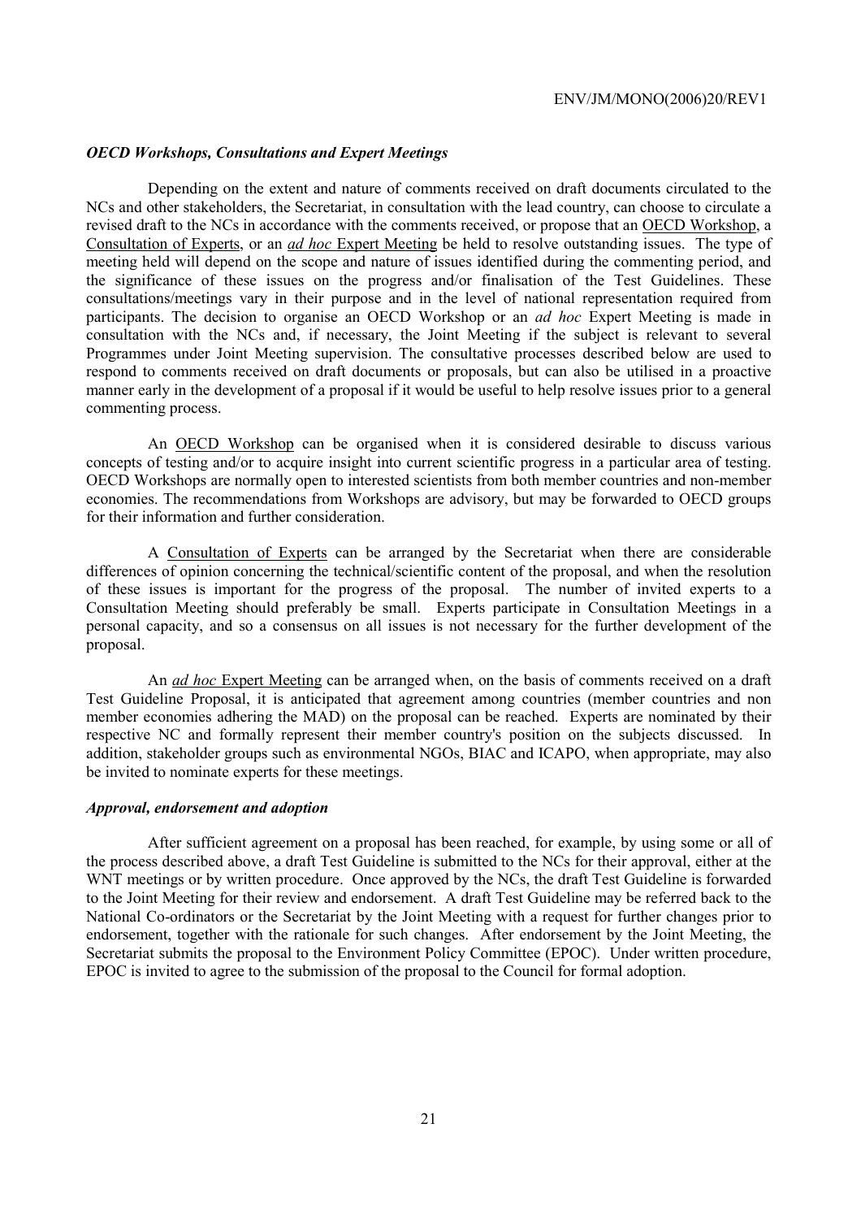### *OECD Workshops, Consultations and Expert Meetings*

Depending on the extent and nature of comments received on draft documents circulated to the NCs and other stakeholders, the Secretariat, in consultation with the lead country, can choose to circulate a revised draft to the NCs in accordance with the comments received, or propose that an OECD Workshop, a Consultation of Experts, or an *ad hoc* Expert Meeting be held to resolve outstanding issues. The type of meeting held will depend on the scope and nature of issues identified during the commenting period, and the significance of these issues on the progress and/or finalisation of the Test Guidelines. These consultations/meetings vary in their purpose and in the level of national representation required from participants. The decision to organise an OECD Workshop or an *ad hoc* Expert Meeting is made in consultation with the NCs and, if necessary, the Joint Meeting if the subject is relevant to several Programmes under Joint Meeting supervision. The consultative processes described below are used to respond to comments received on draft documents or proposals, but can also be utilised in a proactive manner early in the development of a proposal if it would be useful to help resolve issues prior to a general commenting process.

An OECD Workshop can be organised when it is considered desirable to discuss various concepts of testing and/or to acquire insight into current scientific progress in a particular area of testing. OECD Workshops are normally open to interested scientists from both member countries and non-member economies. The recommendations from Workshops are advisory, but may be forwarded to OECD groups for their information and further consideration.

A Consultation of Experts can be arranged by the Secretariat when there are considerable differences of opinion concerning the technical/scientific content of the proposal, and when the resolution of these issues is important for the progress of the proposal. The number of invited experts to a Consultation Meeting should preferably be small. Experts participate in Consultation Meetings in a personal capacity, and so a consensus on all issues is not necessary for the further development of the proposal.

An *ad hoc* Expert Meeting can be arranged when, on the basis of comments received on a draft Test Guideline Proposal, it is anticipated that agreement among countries (member countries and non member economies adhering the MAD) on the proposal can be reached. Experts are nominated by their respective NC and formally represent their member country's position on the subjects discussed. In addition, stakeholder groups such as environmental NGOs, BIAC and ICAPO, when appropriate, may also be invited to nominate experts for these meetings.

### *Approval, endorsement and adoption*

After sufficient agreement on a proposal has been reached, for example, by using some or all of the process described above, a draft Test Guideline is submitted to the NCs for their approval, either at the WNT meetings or by written procedure. Once approved by the NCs, the draft Test Guideline is forwarded to the Joint Meeting for their review and endorsement. A draft Test Guideline may be referred back to the National Co-ordinators or the Secretariat by the Joint Meeting with a request for further changes prior to endorsement, together with the rationale for such changes. After endorsement by the Joint Meeting, the Secretariat submits the proposal to the Environment Policy Committee (EPOC). Under written procedure, EPOC is invited to agree to the submission of the proposal to the Council for formal adoption.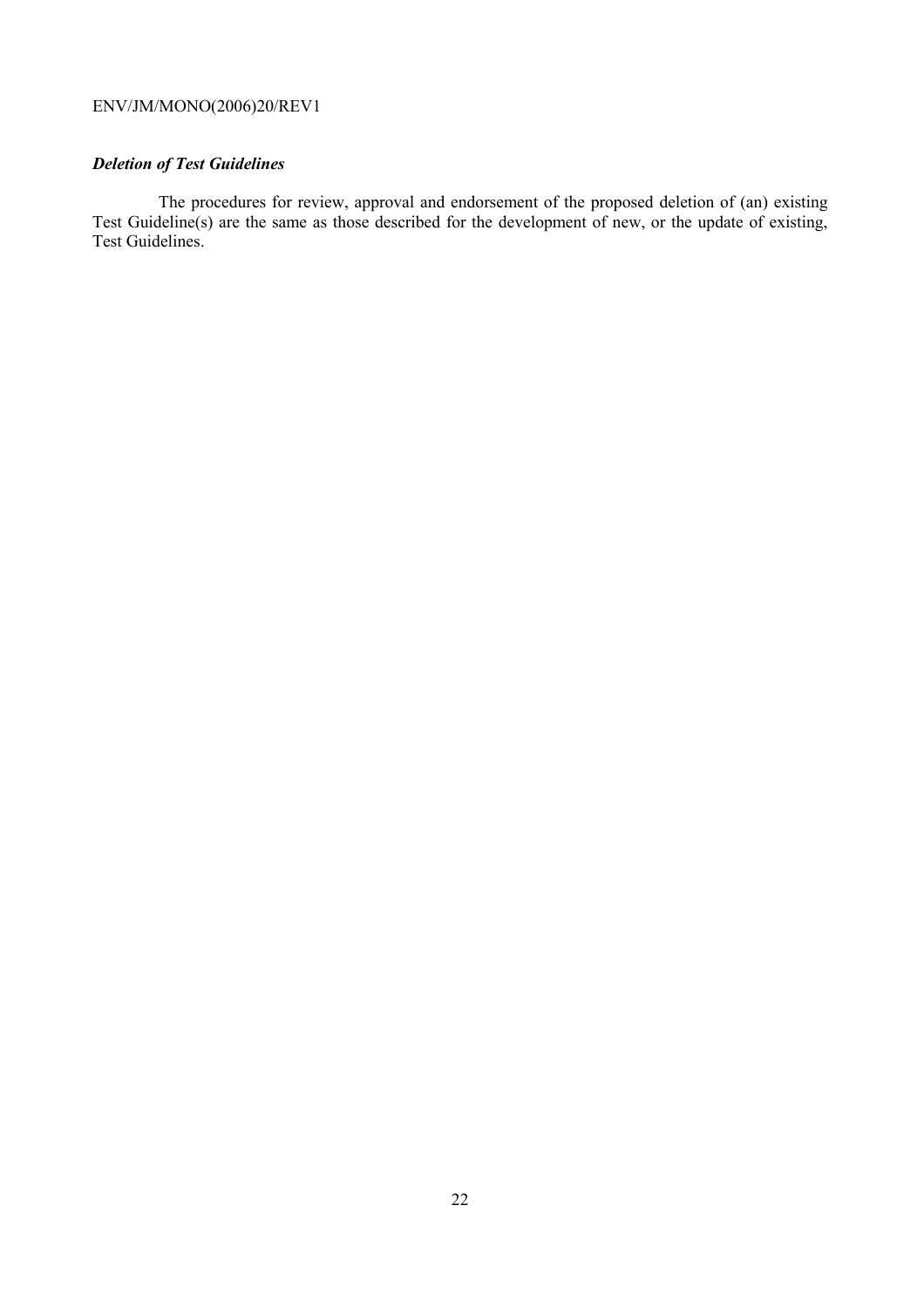### *Deletion of Test Guidelines*

The procedures for review, approval and endorsement of the proposed deletion of (an) existing Test Guideline(s) are the same as those described for the development of new, or the update of existing, Test Guidelines.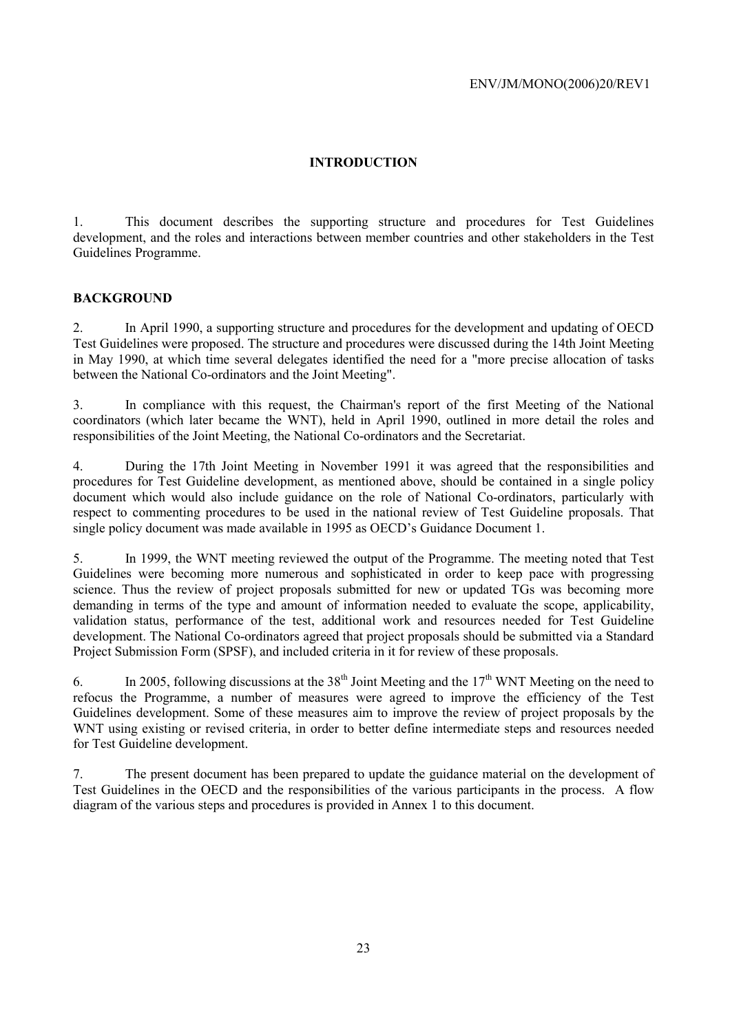## INTRODUCTION

1. This document describes the supporting structure and procedures for Test Guidelines development, and the roles and interactions between member countries and other stakeholders in the Test Guidelines Programme.

## BACKGROUND

2. In April 1990, a supporting structure and procedures for the development and updating of OECD Test Guidelines were proposed. The structure and procedures were discussed during the 14th Joint Meeting in May 1990, at which time several delegates identified the need for a "more precise allocation of tasks between the National Co-ordinators and the Joint Meeting".

3. In compliance with this request, the Chairman's report of the first Meeting of the National coordinators (which later became the WNT), held in April 1990, outlined in more detail the roles and responsibilities of the Joint Meeting, the National Co-ordinators and the Secretariat.

4. During the 17th Joint Meeting in November 1991 it was agreed that the responsibilities and procedures for Test Guideline development, as mentioned above, should be contained in a single policy document which would also include guidance on the role of National Co-ordinators, particularly with respect to commenting procedures to be used in the national review of Test Guideline proposals. That single policy document was made available in 1995 as OECD's Guidance Document 1.

5. In 1999, the WNT meeting reviewed the output of the Programme. The meeting noted that Test Guidelines were becoming more numerous and sophisticated in order to keep pace with progressing science. Thus the review of project proposals submitted for new or updated TGs was becoming more demanding in terms of the type and amount of information needed to evaluate the scope, applicability, validation status, performance of the test, additional work and resources needed for Test Guideline development. The National Co-ordinators agreed that project proposals should be submitted via a Standard Project Submission Form (SPSF), and included criteria in it for review of these proposals.

6. In 2005, following discussions at the 38th Joint Meeting and the 17th WNT Meeting on the need to refocus the Programme, a number of measures were agreed to improve the efficiency of the Test Guidelines development. Some of these measures aim to improve the review of project proposals by the WNT using existing or revised criteria, in order to better define intermediate steps and resources needed for Test Guideline development.

7. The present document has been prepared to update the guidance material on the development of Test Guidelines in the OECD and the responsibilities of the various participants in the process. A flow diagram of the various steps and procedures is provided in Annex 1 to this document.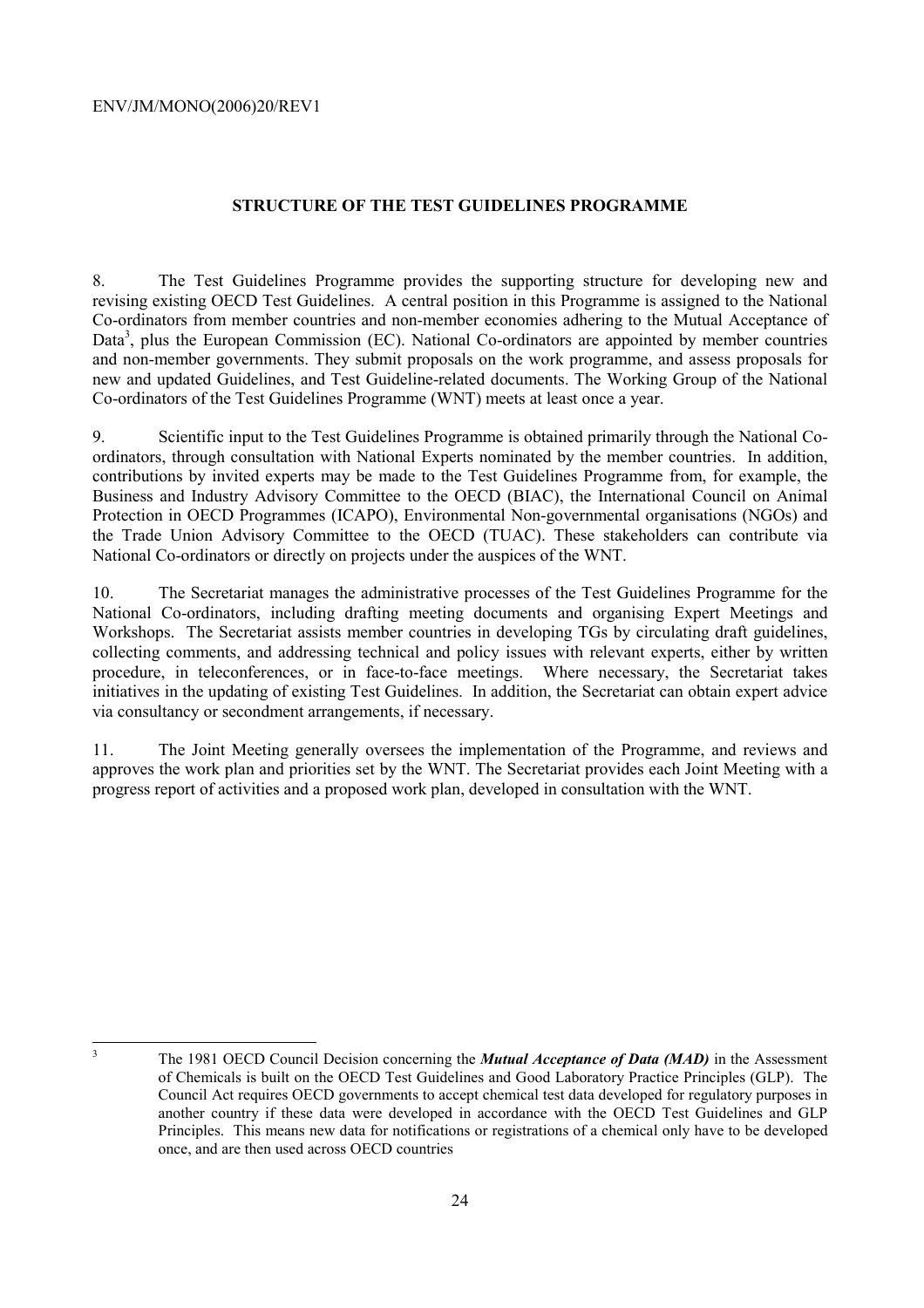## STRUCTURE OF THE TEST GUIDELINES PROGRAMME

8. The Test Guidelines Programme provides the supporting structure for developing new and revising existing OECD Test Guidelines. A central position in this Programme is assigned to the National Co-ordinators from member countries and non-member economies adhering to the Mutual Acceptance of Data[3], plus the European Commission (EC). National Co-ordinators are appointed by member countries and non-member governments. They submit proposals on the work programme, and assess proposals for new and updated Guidelines, and Test Guideline-related documents. The Working Group of the National Co-ordinators of the Test Guidelines Programme (WNT) meets at least once a year.

9. Scientific input to the Test Guidelines Programme is obtained primarily through the National Co-ordinators, through consultation with National Experts nominated by the member countries. In addition, contributions by invited experts may be made to the Test Guidelines Programme from, for example, the Business and Industry Advisory Committee to the OECD (BIAC), the International Council on Animal Protection in OECD Programmes (ICAPO), Environmental Non-governmental organisations (NGOs) and the Trade Union Advisory Committee to the OECD (TUAC). These stakeholders can contribute via National Co-ordinators or directly on projects under the auspices of the WNT.

10. The Secretariat manages the administrative processes of the Test Guidelines Programme for the National Co-ordinators, including drafting meeting documents and organising Expert Meetings and Workshops. The Secretariat assists member countries in developing TGs by circulating draft guidelines, collecting comments, and addressing technical and policy issues with relevant experts, either by written procedure, in teleconferences, or in face-to-face meetings. Where necessary, the Secretariat takes initiatives in the updating of existing Test Guidelines. In addition, the Secretariat can obtain expert advice via consultancy or secondment arrangements, if necessary.

11. The Joint Meeting generally oversees the implementation of the Programme, and reviews and approves the work plan and priorities set by the WNT. The Secretariat provides each Joint Meeting with a progress report of activities and a proposed work plan, developed in consultation with the WNT.

---

[3] The 1981 OECD Council Decision concerning the ***Mutual Acceptance of Data (MAD)*** in the Assessment of Chemicals is built on the OECD Test Guidelines and Good Laboratory Practice Principles (GLP). The Council Act requires OECD governments to accept chemical test data developed for regulatory purposes in another country if these data were developed in accordance with the OECD Test Guidelines and GLP Principles. This means new data for notifications or registrations of a chemical only have to be developed once, and are then used across OECD countries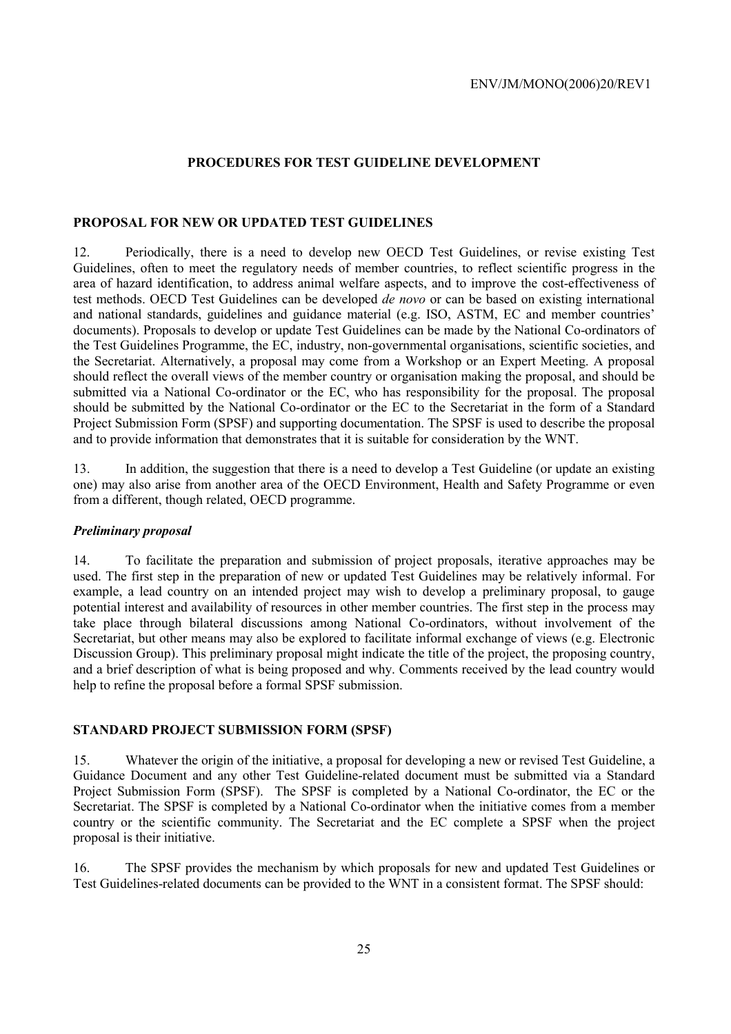## PROCEDURES FOR TEST GUIDELINE DEVELOPMENT

### PROPOSAL FOR NEW OR UPDATED TEST GUIDELINES

12. Periodically, there is a need to develop new OECD Test Guidelines, or revise existing Test Guidelines, often to meet the regulatory needs of member countries, to reflect scientific progress in the area of hazard identification, to address animal welfare aspects, and to improve the cost-effectiveness of test methods. OECD Test Guidelines can be developed *de novo* or can be based on existing international and national standards, guidelines and guidance material (e.g. ISO, ASTM, EC and member countries' documents). Proposals to develop or update Test Guidelines can be made by the National Co-ordinators of the Test Guidelines Programme, the EC, industry, non-governmental organisations, scientific societies, and the Secretariat. Alternatively, a proposal may come from a Workshop or an Expert Meeting. A proposal should reflect the overall views of the member country or organisation making the proposal, and should be submitted via a National Co-ordinator or the EC, who has responsibility for the proposal. The proposal should be submitted by the National Co-ordinator or the EC to the Secretariat in the form of a Standard Project Submission Form (SPSF) and supporting documentation. The SPSF is used to describe the proposal and to provide information that demonstrates that it is suitable for consideration by the WNT.

13. In addition, the suggestion that there is a need to develop a Test Guideline (or update an existing one) may also arise from another area of the OECD Environment, Health and Safety Programme or even from a different, though related, OECD programme.

#### *Preliminary proposal*

14. To facilitate the preparation and submission of project proposals, iterative approaches may be used. The first step in the preparation of new or updated Test Guidelines may be relatively informal. For example, a lead country on an intended project may wish to develop a preliminary proposal, to gauge potential interest and availability of resources in other member countries. The first step in the process may take place through bilateral discussions among National Co-ordinators, without involvement of the Secretariat, but other means may also be explored to facilitate informal exchange of views (e.g. Electronic Discussion Group). This preliminary proposal might indicate the title of the project, the proposing country, and a brief description of what is being proposed and why. Comments received by the lead country would help to refine the proposal before a formal SPSF submission.

### STANDARD PROJECT SUBMISSION FORM (SPSF)

15. Whatever the origin of the initiative, a proposal for developing a new or revised Test Guideline, a Guidance Document and any other Test Guideline-related document must be submitted via a Standard Project Submission Form (SPSF). The SPSF is completed by a National Co-ordinator, the EC or the Secretariat. The SPSF is completed by a National Co-ordinator when the initiative comes from a member country or the scientific community. The Secretariat and the EC complete a SPSF when the project proposal is their initiative.

16. The SPSF provides the mechanism by which proposals for new and updated Test Guidelines or Test Guidelines-related documents can be provided to the WNT in a consistent format. The SPSF should: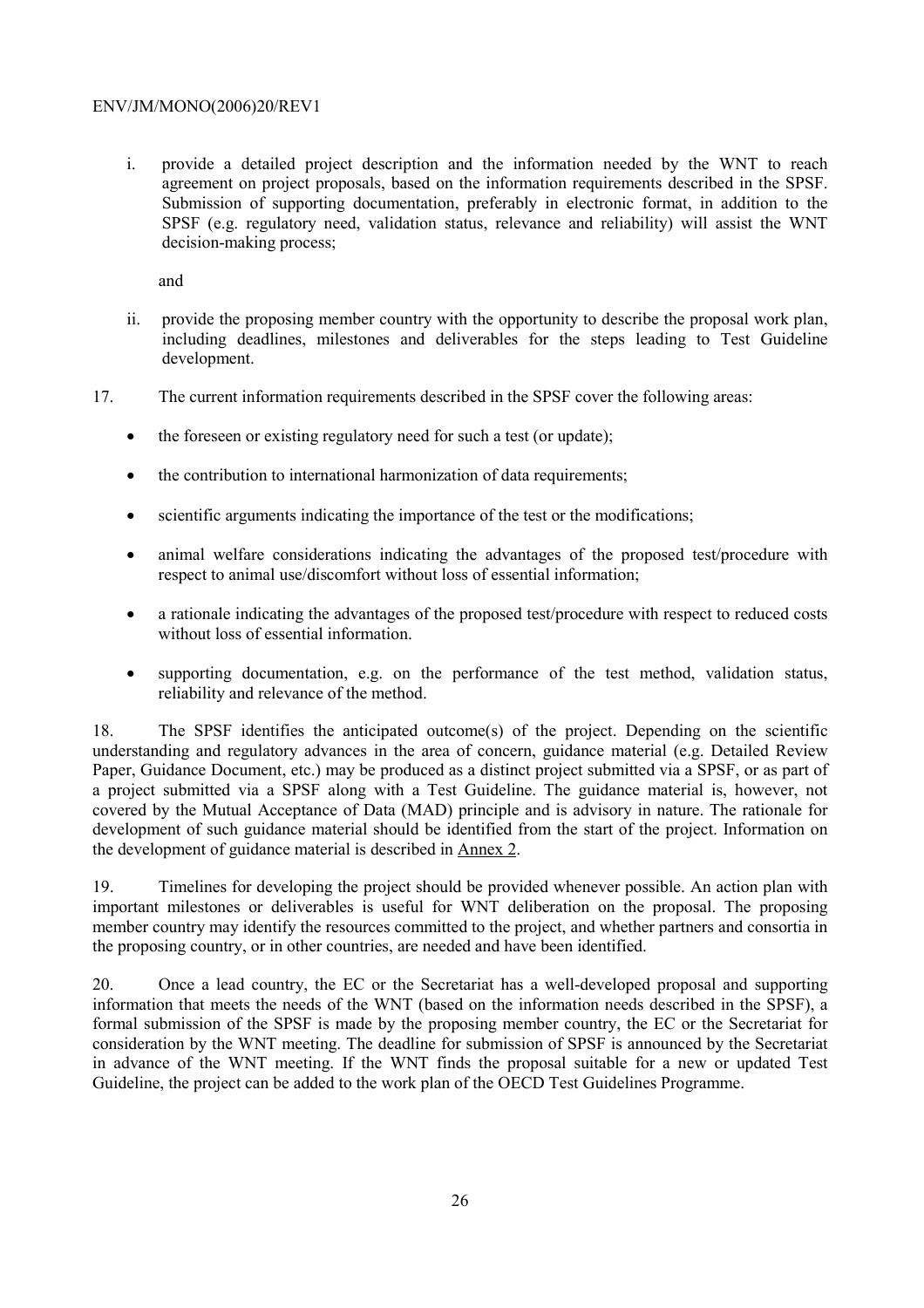i. provide a detailed project description and the information needed by the WNT to reach agreement on project proposals, based on the information requirements described in the SPSF. Submission of supporting documentation, preferably in electronic format, in addition to the SPSF (e.g. regulatory need, validation status, relevance and reliability) will assist the WNT decision-making process;

   and

ii. provide the proposing member country with the opportunity to describe the proposal work plan, including deadlines, milestones and deliverables for the steps leading to Test Guideline development.

17. The current information requirements described in the SPSF cover the following areas:

- the foreseen or existing regulatory need for such a test (or update);
- the contribution to international harmonization of data requirements;
- scientific arguments indicating the importance of the test or the modifications;
- animal welfare considerations indicating the advantages of the proposed test/procedure with respect to animal use/discomfort without loss of essential information;
- a rationale indicating the advantages of the proposed test/procedure with respect to reduced costs without loss of essential information.
- supporting documentation, e.g. on the performance of the test method, validation status, reliability and relevance of the method.

18. The SPSF identifies the anticipated outcome(s) of the project. Depending on the scientific understanding and regulatory advances in the area of concern, guidance material (e.g. Detailed Review Paper, Guidance Document, etc.) may be produced as a distinct project submitted via a SPSF, or as part of a project submitted via a SPSF along with a Test Guideline. The guidance material is, however, not covered by the Mutual Acceptance of Data (MAD) principle and is advisory in nature. The rationale for development of such guidance material should be identified from the start of the project. Information on the development of guidance material is described in Annex 2.

19. Timelines for developing the project should be provided whenever possible. An action plan with important milestones or deliverables is useful for WNT deliberation on the proposal. The proposing member country may identify the resources committed to the project, and whether partners and consortia in the proposing country, or in other countries, are needed and have been identified.

20. Once a lead country, the EC or the Secretariat has a well-developed proposal and supporting information that meets the needs of the WNT (based on the information needs described in the SPSF), a formal submission of the SPSF is made by the proposing member country, the EC or the Secretariat for consideration by the WNT meeting. The deadline for submission of SPSF is announced by the Secretariat in advance of the WNT meeting. If the WNT finds the proposal suitable for a new or updated Test Guideline, the project can be added to the work plan of the OECD Test Guidelines Programme.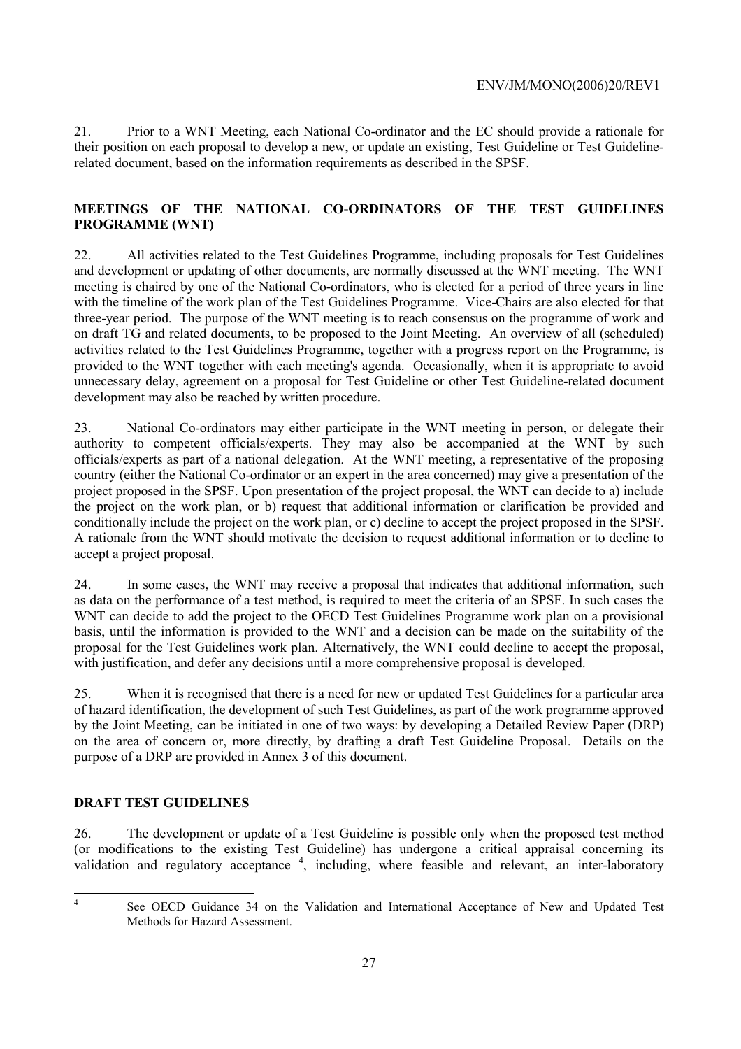21. Prior to a WNT Meeting, each National Co-ordinator and the EC should provide a rationale for their position on each proposal to develop a new, or update an existing, Test Guideline or Test Guideline-related document, based on the information requirements as described in the SPSF.

## MEETINGS OF THE NATIONAL CO-ORDINATORS OF THE TEST GUIDELINES PROGRAMME (WNT)

22. All activities related to the Test Guidelines Programme, including proposals for Test Guidelines and development or updating of other documents, are normally discussed at the WNT meeting. The WNT meeting is chaired by one of the National Co-ordinators, who is elected for a period of three years in line with the timeline of the work plan of the Test Guidelines Programme. Vice-Chairs are also elected for that three-year period. The purpose of the WNT meeting is to reach consensus on the programme of work and on draft TG and related documents, to be proposed to the Joint Meeting. An overview of all (scheduled) activities related to the Test Guidelines Programme, together with a progress report on the Programme, is provided to the WNT together with each meeting's agenda. Occasionally, when it is appropriate to avoid unnecessary delay, agreement on a proposal for Test Guideline or other Test Guideline-related document development may also be reached by written procedure.

23. National Co-ordinators may either participate in the WNT meeting in person, or delegate their authority to competent officials/experts. They may also be accompanied at the WNT by such officials/experts as part of a national delegation. At the WNT meeting, a representative of the proposing country (either the National Co-ordinator or an expert in the area concerned) may give a presentation of the project proposed in the SPSF. Upon presentation of the project proposal, the WNT can decide to a) include the project on the work plan, or b) request that additional information or clarification be provided and conditionally include the project on the work plan, or c) decline to accept the project proposed in the SPSF. A rationale from the WNT should motivate the decision to request additional information or to decline to accept a project proposal.

24. In some cases, the WNT may receive a proposal that indicates that additional information, such as data on the performance of a test method, is required to meet the criteria of an SPSF. In such cases the WNT can decide to add the project to the OECD Test Guidelines Programme work plan on a provisional basis, until the information is provided to the WNT and a decision can be made on the suitability of the proposal for the Test Guidelines work plan. Alternatively, the WNT could decline to accept the proposal, with justification, and defer any decisions until a more comprehensive proposal is developed.

25. When it is recognised that there is a need for new or updated Test Guidelines for a particular area of hazard identification, the development of such Test Guidelines, as part of the work programme approved by the Joint Meeting, can be initiated in one of two ways: by developing a Detailed Review Paper (DRP) on the area of concern or, more directly, by drafting a draft Test Guideline Proposal. Details on the purpose of a DRP are provided in Annex 3 of this document.

## DRAFT TEST GUIDELINES

26. The development or update of a Test Guideline is possible only when the proposed test method (or modifications to the existing Test Guideline) has undergone a critical appraisal concerning its validation and regulatory acceptance [4], including, where feasible and relevant, an inter-laboratory

---

[4] See OECD Guidance 34 on the Validation and International Acceptance of New and Updated Test Methods for Hazard Assessment.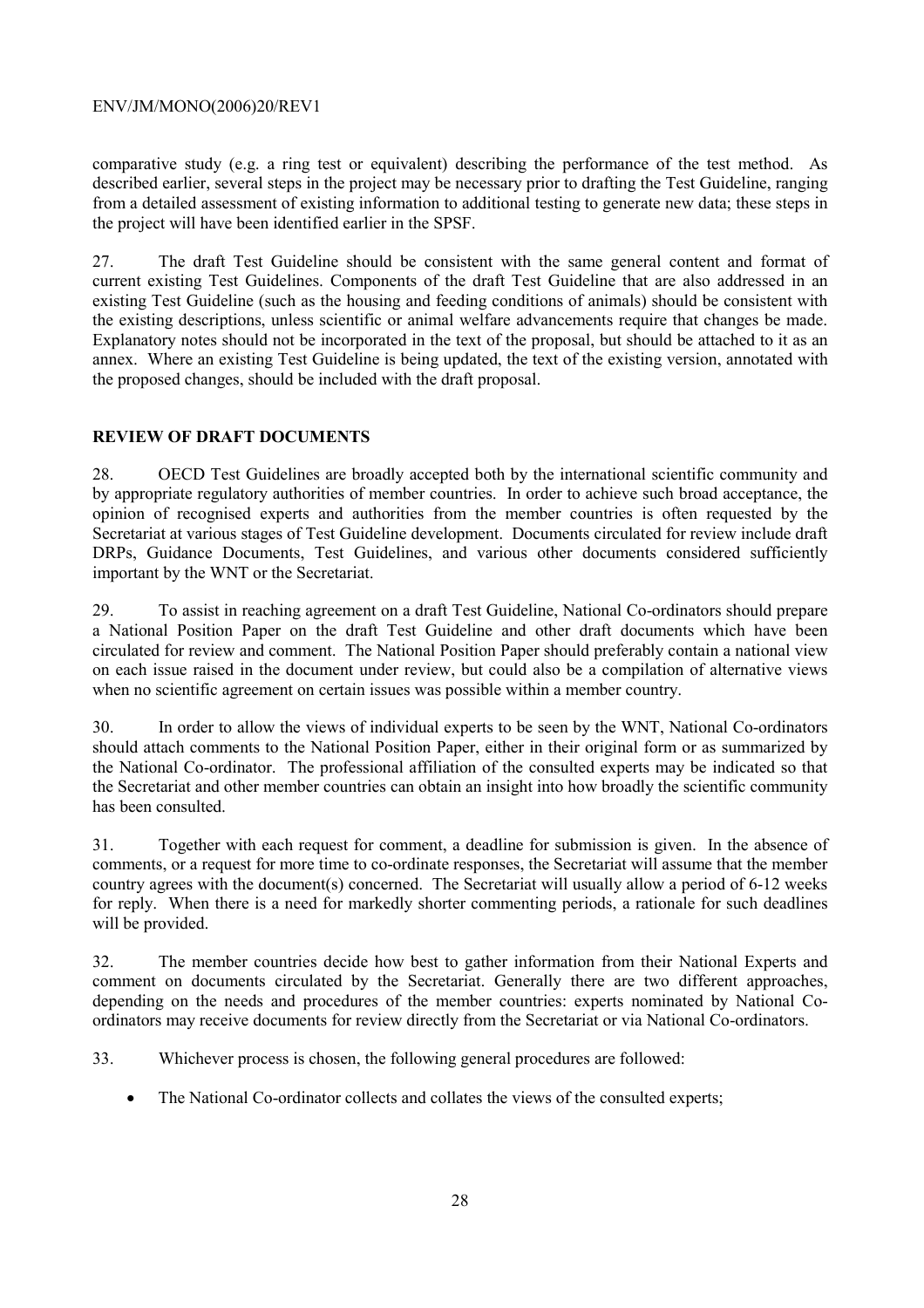comparative study (e.g. a ring test or equivalent) describing the performance of the test method. As described earlier, several steps in the project may be necessary prior to drafting the Test Guideline, ranging from a detailed assessment of existing information to additional testing to generate new data; these steps in the project will have been identified earlier in the SPSF.

27. The draft Test Guideline should be consistent with the same general content and format of current existing Test Guidelines. Components of the draft Test Guideline that are also addressed in an existing Test Guideline (such as the housing and feeding conditions of animals) should be consistent with the existing descriptions, unless scientific or animal welfare advancements require that changes be made. Explanatory notes should not be incorporated in the text of the proposal, but should be attached to it as an annex. Where an existing Test Guideline is being updated, the text of the existing version, annotated with the proposed changes, should be included with the draft proposal.

## REVIEW OF DRAFT DOCUMENTS

28. OECD Test Guidelines are broadly accepted both by the international scientific community and by appropriate regulatory authorities of member countries. In order to achieve such broad acceptance, the opinion of recognised experts and authorities from the member countries is often requested by the Secretariat at various stages of Test Guideline development. Documents circulated for review include draft DRPs, Guidance Documents, Test Guidelines, and various other documents considered sufficiently important by the WNT or the Secretariat.

29. To assist in reaching agreement on a draft Test Guideline, National Co-ordinators should prepare a National Position Paper on the draft Test Guideline and other draft documents which have been circulated for review and comment. The National Position Paper should preferably contain a national view on each issue raised in the document under review, but could also be a compilation of alternative views when no scientific agreement on certain issues was possible within a member country.

30. In order to allow the views of individual experts to be seen by the WNT, National Co-ordinators should attach comments to the National Position Paper, either in their original form or as summarized by the National Co-ordinator. The professional affiliation of the consulted experts may be indicated so that the Secretariat and other member countries can obtain an insight into how broadly the scientific community has been consulted.

31. Together with each request for comment, a deadline for submission is given. In the absence of comments, or a request for more time to co-ordinate responses, the Secretariat will assume that the member country agrees with the document(s) concerned. The Secretariat will usually allow a period of 6-12 weeks for reply. When there is a need for markedly shorter commenting periods, a rationale for such deadlines will be provided.

32. The member countries decide how best to gather information from their National Experts and comment on documents circulated by the Secretariat. Generally there are two different approaches, depending on the needs and procedures of the member countries: experts nominated by National Co-ordinators may receive documents for review directly from the Secretariat or via National Co-ordinators.

33. Whichever process is chosen, the following general procedures are followed:

- The National Co-ordinator collects and collates the views of the consulted experts;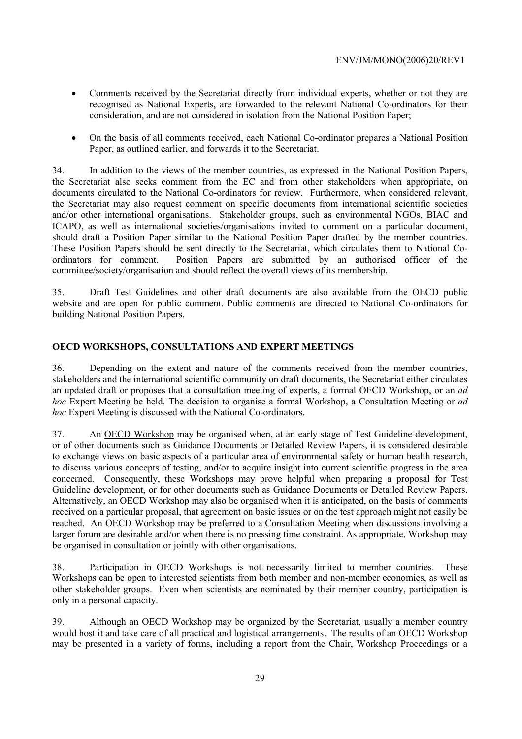- Comments received by the Secretariat directly from individual experts, whether or not they are recognised as National Experts, are forwarded to the relevant National Co-ordinators for their consideration, and are not considered in isolation from the National Position Paper;

- On the basis of all comments received, each National Co-ordinator prepares a National Position Paper, as outlined earlier, and forwards it to the Secretariat.

34. In addition to the views of the member countries, as expressed in the National Position Papers, the Secretariat also seeks comment from the EC and from other stakeholders when appropriate, on documents circulated to the National Co-ordinators for review. Furthermore, when considered relevant, the Secretariat may also request comment on specific documents from international scientific societies and/or other international organisations. Stakeholder groups, such as environmental NGOs, BIAC and ICAPO, as well as international societies/organisations invited to comment on a particular document, should draft a Position Paper similar to the National Position Paper drafted by the member countries. These Position Papers should be sent directly to the Secretariat, which circulates them to National Co-ordinators for comment. Position Papers are submitted by an authorised officer of the committee/society/organisation and should reflect the overall views of its membership.

35. Draft Test Guidelines and other draft documents are also available from the OECD public website and are open for public comment. Public comments are directed to National Co-ordinators for building National Position Papers.

## OECD WORKSHOPS, CONSULTATIONS AND EXPERT MEETINGS

36. Depending on the extent and nature of the comments received from the member countries, stakeholders and the international scientific community on draft documents, the Secretariat either circulates an updated draft or proposes that a consultation meeting of experts, a formal OECD Workshop, or an *ad hoc* Expert Meeting be held. The decision to organise a formal Workshop, a Consultation Meeting or *ad hoc* Expert Meeting is discussed with the National Co-ordinators.

37. An OECD Workshop may be organised when, at an early stage of Test Guideline development, or of other documents such as Guidance Documents or Detailed Review Papers, it is considered desirable to exchange views on basic aspects of a particular area of environmental safety or human health research, to discuss various concepts of testing, and/or to acquire insight into current scientific progress in the area concerned. Consequently, these Workshops may prove helpful when preparing a proposal for Test Guideline development, or for other documents such as Guidance Documents or Detailed Review Papers. Alternatively, an OECD Workshop may also be organised when it is anticipated, on the basis of comments received on a particular proposal, that agreement on basic issues or on the test approach might not easily be reached. An OECD Workshop may be preferred to a Consultation Meeting when discussions involving a larger forum are desirable and/or when there is no pressing time constraint. As appropriate, Workshop may be organised in consultation or jointly with other organisations.

38. Participation in OECD Workshops is not necessarily limited to member countries. These Workshops can be open to interested scientists from both member and non-member economies, as well as other stakeholder groups. Even when scientists are nominated by their member country, participation is only in a personal capacity.

39. Although an OECD Workshop may be organized by the Secretariat, usually a member country would host it and take care of all practical and logistical arrangements. The results of an OECD Workshop may be presented in a variety of forms, including a report from the Chair, Workshop Proceedings or a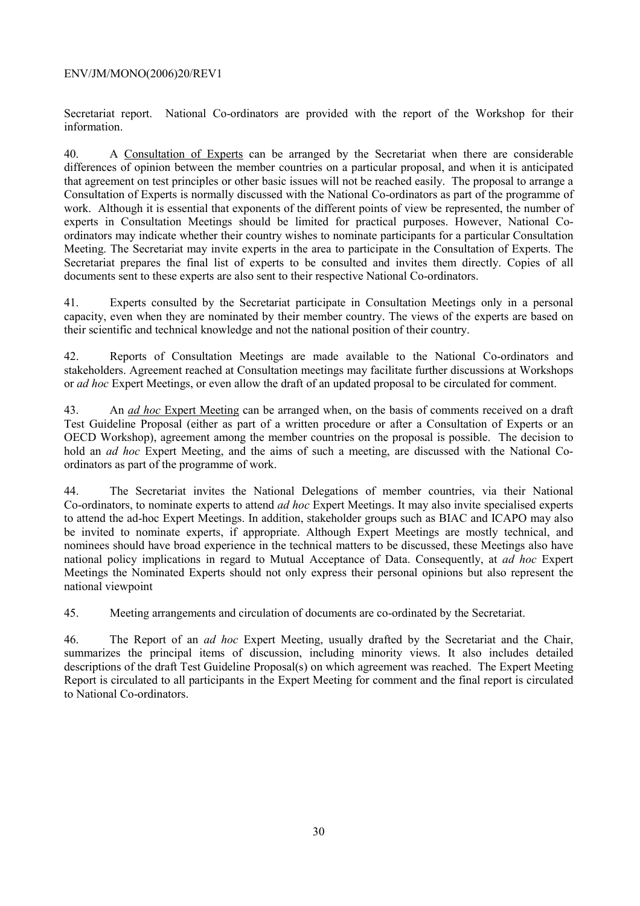Secretariat report. National Co-ordinators are provided with the report of the Workshop for their information.

40. A Consultation of Experts can be arranged by the Secretariat when there are considerable differences of opinion between the member countries on a particular proposal, and when it is anticipated that agreement on test principles or other basic issues will not be reached easily. The proposal to arrange a Consultation of Experts is normally discussed with the National Co-ordinators as part of the programme of work. Although it is essential that exponents of the different points of view be represented, the number of experts in Consultation Meetings should be limited for practical purposes. However, National Co-ordinators may indicate whether their country wishes to nominate participants for a particular Consultation Meeting. The Secretariat may invite experts in the area to participate in the Consultation of Experts. The Secretariat prepares the final list of experts to be consulted and invites them directly. Copies of all documents sent to these experts are also sent to their respective National Co-ordinators.

41. Experts consulted by the Secretariat participate in Consultation Meetings only in a personal capacity, even when they are nominated by their member country. The views of the experts are based on their scientific and technical knowledge and not the national position of their country.

42. Reports of Consultation Meetings are made available to the National Co-ordinators and stakeholders. Agreement reached at Consultation meetings may facilitate further discussions at Workshops or *ad hoc* Expert Meetings, or even allow the draft of an updated proposal to be circulated for comment.

43. An *ad hoc* Expert Meeting can be arranged when, on the basis of comments received on a draft Test Guideline Proposal (either as part of a written procedure or after a Consultation of Experts or an OECD Workshop), agreement among the member countries on the proposal is possible. The decision to hold an *ad hoc* Expert Meeting, and the aims of such a meeting, are discussed with the National Co-ordinators as part of the programme of work.

44. The Secretariat invites the National Delegations of member countries, via their National Co-ordinators, to nominate experts to attend *ad hoc* Expert Meetings. It may also invite specialised experts to attend the ad-hoc Expert Meetings. In addition, stakeholder groups such as BIAC and ICAPO may also be invited to nominate experts, if appropriate. Although Expert Meetings are mostly technical, and nominees should have broad experience in the technical matters to be discussed, these Meetings also have national policy implications in regard to Mutual Acceptance of Data. Consequently, at *ad hoc* Expert Meetings the Nominated Experts should not only express their personal opinions but also represent the national viewpoint

45. Meeting arrangements and circulation of documents are co-ordinated by the Secretariat.

46. The Report of an *ad hoc* Expert Meeting, usually drafted by the Secretariat and the Chair, summarizes the principal items of discussion, including minority views. It also includes detailed descriptions of the draft Test Guideline Proposal(s) on which agreement was reached. The Expert Meeting Report is circulated to all participants in the Expert Meeting for comment and the final report is circulated to National Co-ordinators.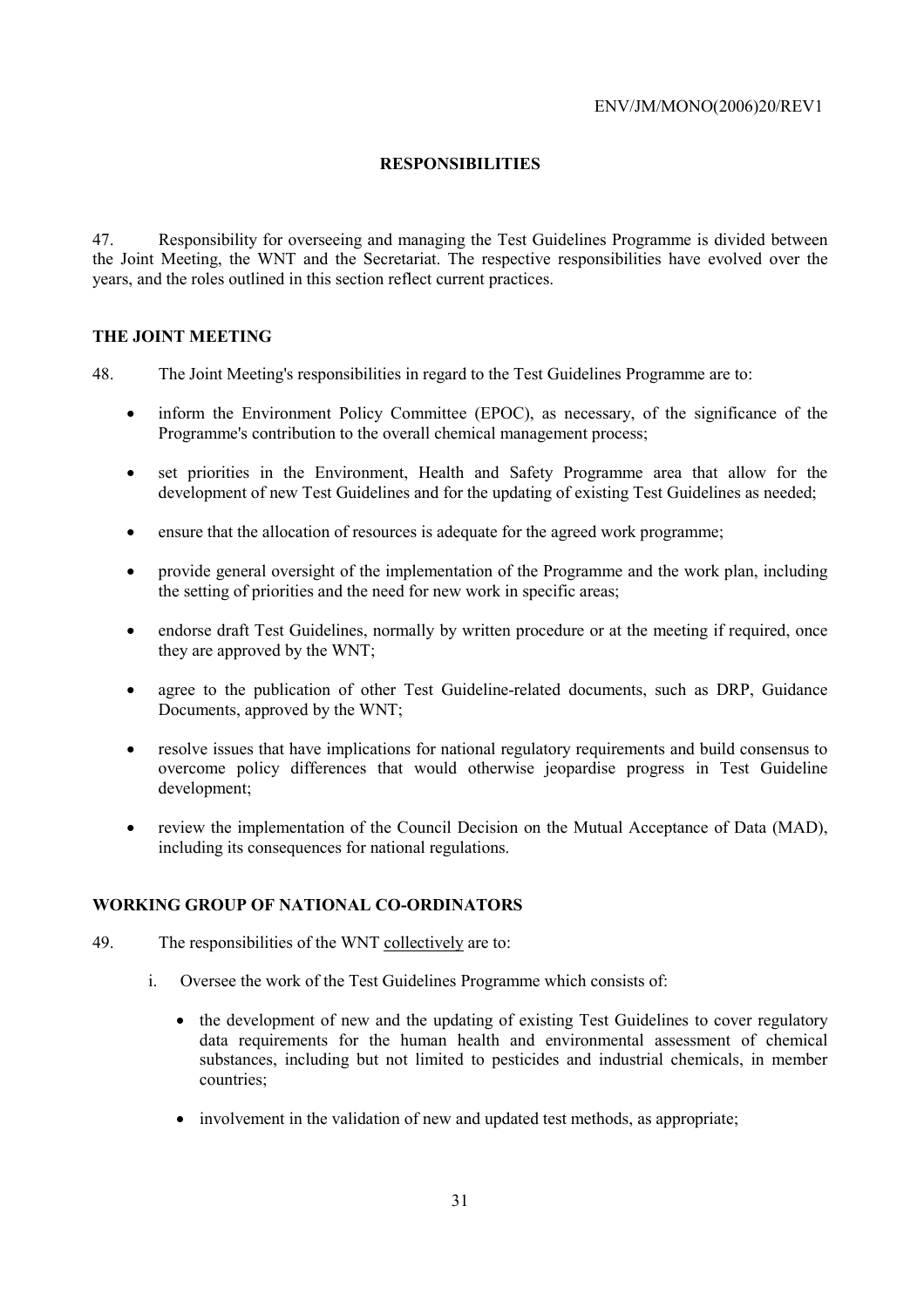## RESPONSIBILITIES

47. Responsibility for overseeing and managing the Test Guidelines Programme is divided between the Joint Meeting, the WNT and the Secretariat. The respective responsibilities have evolved over the years, and the roles outlined in this section reflect current practices.

### THE JOINT MEETING

48. The Joint Meeting's responsibilities in regard to the Test Guidelines Programme are to:

- inform the Environment Policy Committee (EPOC), as necessary, of the significance of the Programme's contribution to the overall chemical management process;
- set priorities in the Environment, Health and Safety Programme area that allow for the development of new Test Guidelines and for the updating of existing Test Guidelines as needed;
- ensure that the allocation of resources is adequate for the agreed work programme;
- provide general oversight of the implementation of the Programme and the work plan, including the setting of priorities and the need for new work in specific areas;
- endorse draft Test Guidelines, normally by written procedure or at the meeting if required, once they are approved by the WNT;
- agree to the publication of other Test Guideline-related documents, such as DRP, Guidance Documents, approved by the WNT;
- resolve issues that have implications for national regulatory requirements and build consensus to overcome policy differences that would otherwise jeopardise progress in Test Guideline development;
- review the implementation of the Council Decision on the Mutual Acceptance of Data (MAD), including its consequences for national regulations.

### WORKING GROUP OF NATIONAL CO-ORDINATORS

49. The responsibilities of the WNT collectively are to:

i. Oversee the work of the Test Guidelines Programme which consists of:

   - the development of new and the updating of existing Test Guidelines to cover regulatory data requirements for the human health and environmental assessment of chemical substances, including but not limited to pesticides and industrial chemicals, in member countries;
   - involvement in the validation of new and updated test methods, as appropriate;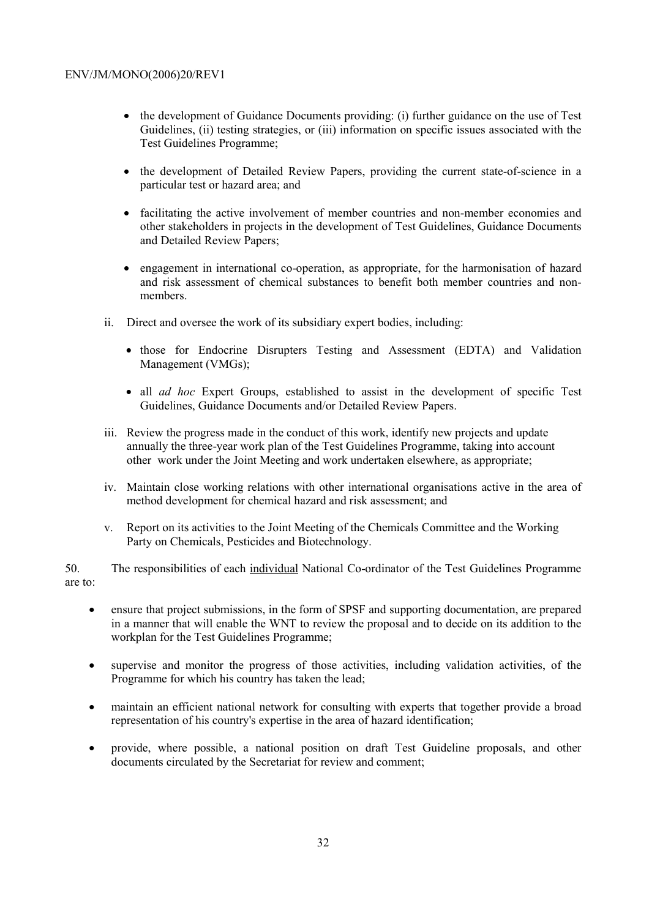- the development of Guidance Documents providing: (i) further guidance on the use of Test Guidelines, (ii) testing strategies, or (iii) information on specific issues associated with the Test Guidelines Programme;

- the development of Detailed Review Papers, providing the current state-of-science in a particular test or hazard area; and

- facilitating the active involvement of member countries and non-member economies and other stakeholders in projects in the development of Test Guidelines, Guidance Documents and Detailed Review Papers;

- engagement in international co-operation, as appropriate, for the harmonisation of hazard and risk assessment of chemical substances to benefit both member countries and non-members.

ii. Direct and oversee the work of its subsidiary expert bodies, including:

  - those for Endocrine Disrupters Testing and Assessment (EDTA) and Validation Management (VMGs);

  - all *ad hoc* Expert Groups, established to assist in the development of specific Test Guidelines, Guidance Documents and/or Detailed Review Papers.

iii. Review the progress made in the conduct of this work, identify new projects and update annually the three-year work plan of the Test Guidelines Programme, taking into account other work under the Joint Meeting and work undertaken elsewhere, as appropriate;

iv. Maintain close working relations with other international organisations active in the area of method development for chemical hazard and risk assessment; and

v. Report on its activities to the Joint Meeting of the Chemicals Committee and the Working Party on Chemicals, Pesticides and Biotechnology.

50. The responsibilities of each <u>individual</u> National Co-ordinator of the Test Guidelines Programme are to:

- ensure that project submissions, in the form of SPSF and supporting documentation, are prepared in a manner that will enable the WNT to review the proposal and to decide on its addition to the workplan for the Test Guidelines Programme;

- supervise and monitor the progress of those activities, including validation activities, of the Programme for which his country has taken the lead;

- maintain an efficient national network for consulting with experts that together provide a broad representation of his country's expertise in the area of hazard identification;

- provide, where possible, a national position on draft Test Guideline proposals, and other documents circulated by the Secretariat for review and comment;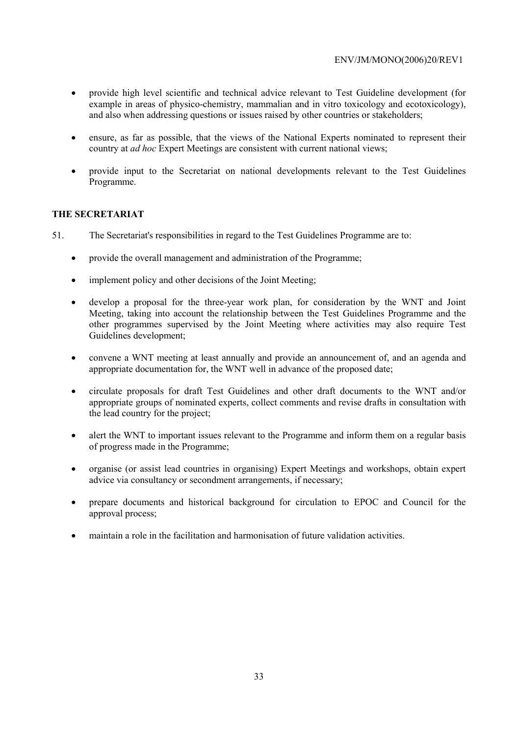- provide high level scientific and technical advice relevant to Test Guideline development (for example in areas of physico-chemistry, mammalian and in vitro toxicology and ecotoxicology), and also when addressing questions or issues raised by other countries or stakeholders;

- ensure, as far as possible, that the views of the National Experts nominated to represent their country at *ad hoc* Expert Meetings are consistent with current national views;

- provide input to the Secretariat on national developments relevant to the Test Guidelines Programme.

**THE SECRETARIAT**

51. The Secretariat's responsibilities in regard to the Test Guidelines Programme are to:

- provide the overall management and administration of the Programme;

- implement policy and other decisions of the Joint Meeting;

- develop a proposal for the three-year work plan, for consideration by the WNT and Joint Meeting, taking into account the relationship between the Test Guidelines Programme and the other programmes supervised by the Joint Meeting where activities may also require Test Guidelines development;

- convene a WNT meeting at least annually and provide an announcement of, and an agenda and appropriate documentation for, the WNT well in advance of the proposed date;

- circulate proposals for draft Test Guidelines and other draft documents to the WNT and/or appropriate groups of nominated experts, collect comments and revise drafts in consultation with the lead country for the project;

- alert the WNT to important issues relevant to the Programme and inform them on a regular basis of progress made in the Programme;

- organise (or assist lead countries in organising) Expert Meetings and workshops, obtain expert advice via consultancy or secondment arrangements, if necessary;

- prepare documents and historical background for circulation to EPOC and Council for the approval process;

- maintain a role in the facilitation and harmonisation of future validation activities.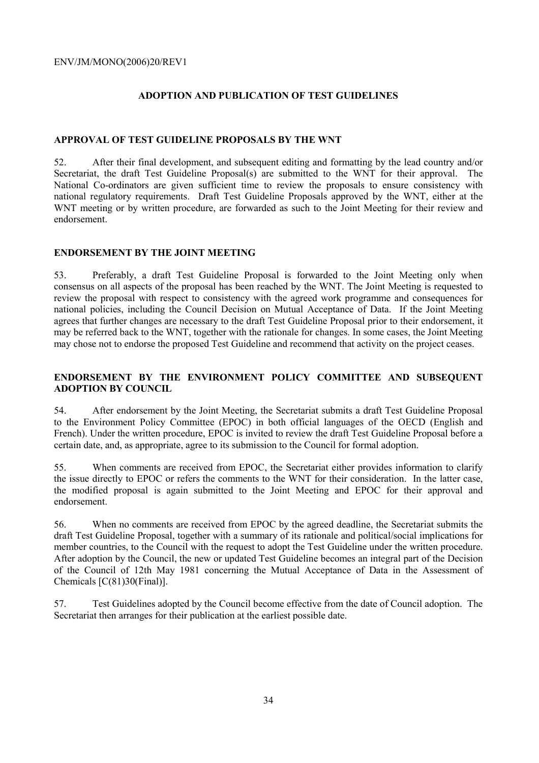## ADOPTION AND PUBLICATION OF TEST GUIDELINES

### APPROVAL OF TEST GUIDELINE PROPOSALS BY THE WNT

52. After their final development, and subsequent editing and formatting by the lead country and/or Secretariat, the draft Test Guideline Proposal(s) are submitted to the WNT for their approval. The National Co-ordinators are given sufficient time to review the proposals to ensure consistency with national regulatory requirements. Draft Test Guideline Proposals approved by the WNT, either at the WNT meeting or by written procedure, are forwarded as such to the Joint Meeting for their review and endorsement.

### ENDORSEMENT BY THE JOINT MEETING

53. Preferably, a draft Test Guideline Proposal is forwarded to the Joint Meeting only when consensus on all aspects of the proposal has been reached by the WNT. The Joint Meeting is requested to review the proposal with respect to consistency with the agreed work programme and consequences for national policies, including the Council Decision on Mutual Acceptance of Data. If the Joint Meeting agrees that further changes are necessary to the draft Test Guideline Proposal prior to their endorsement, it may be referred back to the WNT, together with the rationale for changes. In some cases, the Joint Meeting may chose not to endorse the proposed Test Guideline and recommend that activity on the project ceases.

### ENDORSEMENT BY THE ENVIRONMENT POLICY COMMITTEE AND SUBSEQUENT ADOPTION BY COUNCIL

54. After endorsement by the Joint Meeting, the Secretariat submits a draft Test Guideline Proposal to the Environment Policy Committee (EPOC) in both official languages of the OECD (English and French). Under the written procedure, EPOC is invited to review the draft Test Guideline Proposal before a certain date, and, as appropriate, agree to its submission to the Council for formal adoption.

55. When comments are received from EPOC, the Secretariat either provides information to clarify the issue directly to EPOC or refers the comments to the WNT for their consideration. In the latter case, the modified proposal is again submitted to the Joint Meeting and EPOC for their approval and endorsement.

56. When no comments are received from EPOC by the agreed deadline, the Secretariat submits the draft Test Guideline Proposal, together with a summary of its rationale and political/social implications for member countries, to the Council with the request to adopt the Test Guideline under the written procedure. After adoption by the Council, the new or updated Test Guideline becomes an integral part of the Decision of the Council of 12th May 1981 concerning the Mutual Acceptance of Data in the Assessment of Chemicals [C(81)30(Final)].

57. Test Guidelines adopted by the Council become effective from the date of Council adoption. The Secretariat then arranges for their publication at the earliest possible date.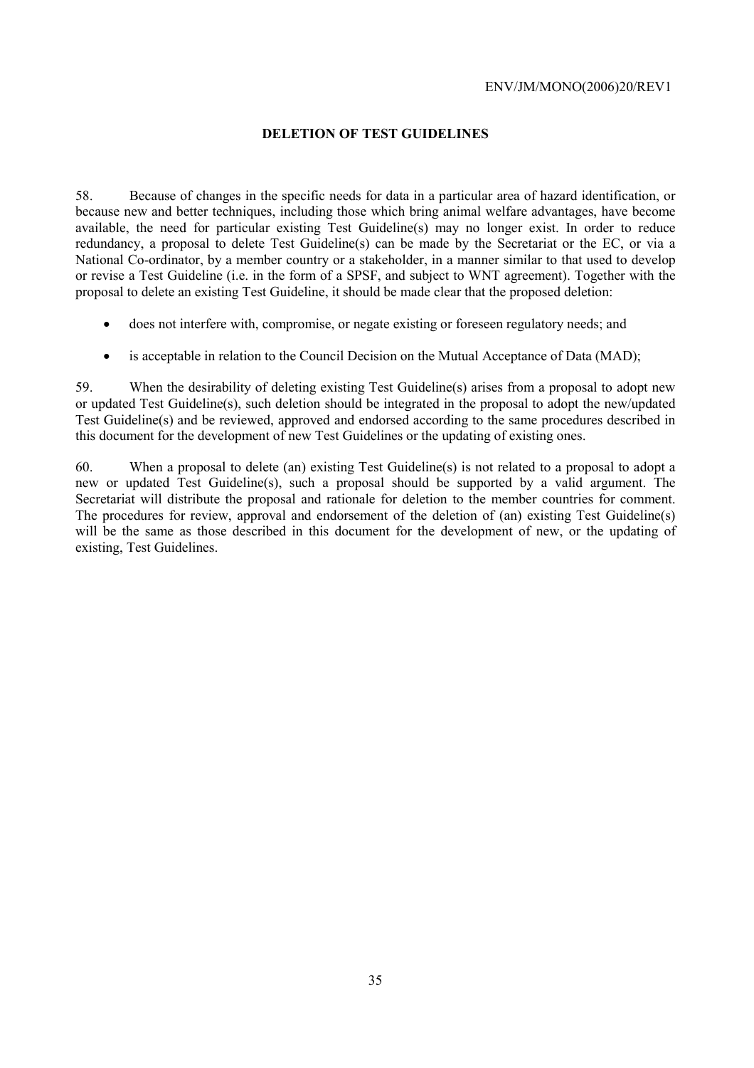## DELETION OF TEST GUIDELINES

58. Because of changes in the specific needs for data in a particular area of hazard identification, or because new and better techniques, including those which bring animal welfare advantages, have become available, the need for particular existing Test Guideline(s) may no longer exist. In order to reduce redundancy, a proposal to delete Test Guideline(s) can be made by the Secretariat or the EC, or via a National Co-ordinator, by a member country or a stakeholder, in a manner similar to that used to develop or revise a Test Guideline (i.e. in the form of a SPSF, and subject to WNT agreement). Together with the proposal to delete an existing Test Guideline, it should be made clear that the proposed deletion:

- does not interfere with, compromise, or negate existing or foreseen regulatory needs; and
- is acceptable in relation to the Council Decision on the Mutual Acceptance of Data (MAD);

59. When the desirability of deleting existing Test Guideline(s) arises from a proposal to adopt new or updated Test Guideline(s), such deletion should be integrated in the proposal to adopt the new/updated Test Guideline(s) and be reviewed, approved and endorsed according to the same procedures described in this document for the development of new Test Guidelines or the updating of existing ones.

60. When a proposal to delete (an) existing Test Guideline(s) is not related to a proposal to adopt a new or updated Test Guideline(s), such a proposal should be supported by a valid argument. The Secretariat will distribute the proposal and rationale for deletion to the member countries for comment. The procedures for review, approval and endorsement of the deletion of (an) existing Test Guideline(s) will be the same as those described in this document for the development of new, or the updating of existing, Test Guidelines.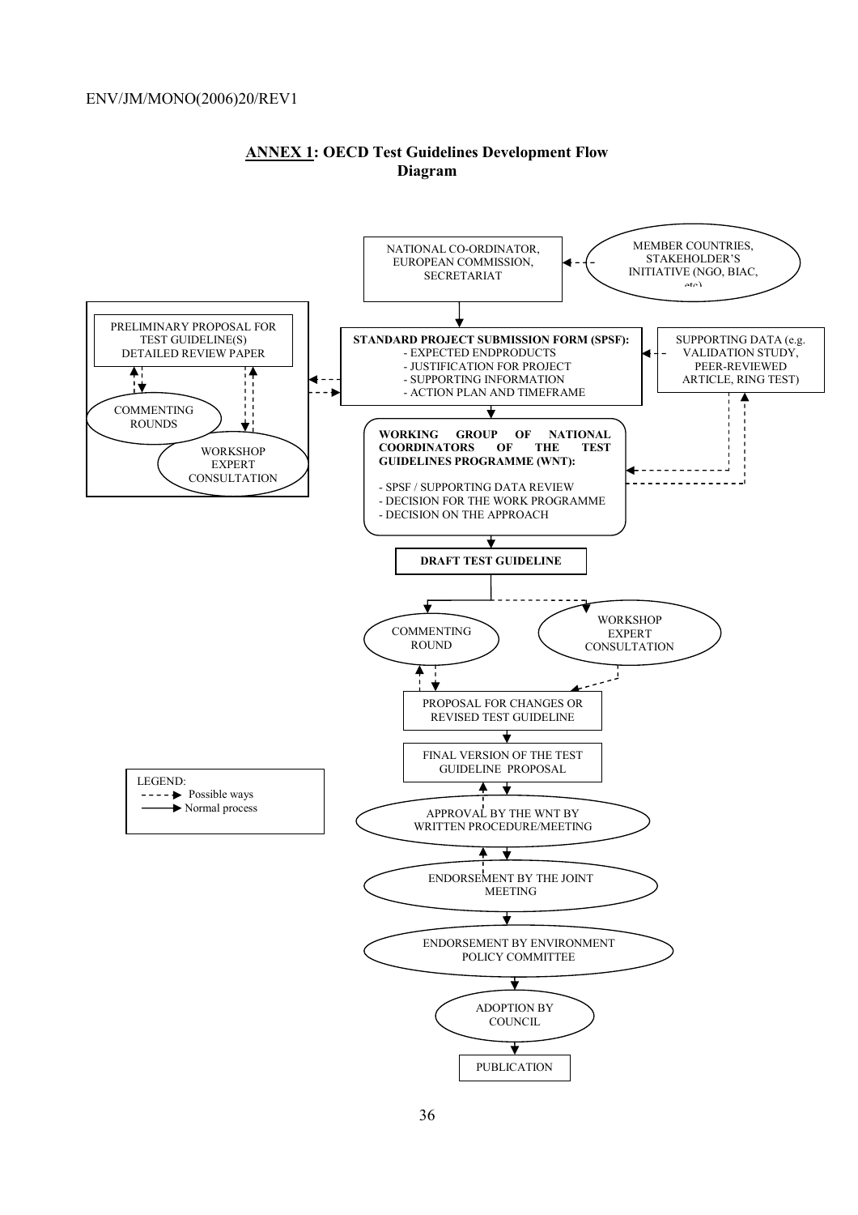# ANNEX 1: OECD Test Guidelines Development Flow Diagram

NATIONAL CO-ORDINATOR, EUROPEAN COMMISSION, SECRETARIAT

MEMBER COUNTRIES, STAKEHOLDER'S INITIATIVE (NGO, BIAC, etc)

PRELIMINARY PROPOSAL FOR TEST GUIDELINE(S) DETAILED REVIEW PAPER

COMMENTING ROUNDS

WORKSHOP EXPERT CONSULTATION

**STANDARD PROJECT SUBMISSION FORM (SPSF):**
- EXPECTED ENDPRODUCTS
- JUSTIFICATION FOR PROJECT
- SUPPORTING INFORMATION
- ACTION PLAN AND TIMEFRAME

SUPPORTING DATA (e.g. VALIDATION STUDY, PEER-REVIEWED ARTICLE, RING TEST)

**WORKING GROUP OF NATIONAL COORDINATORS OF THE TEST GUIDELINES PROGRAMME (WNT):**
- SPSF / SUPPORTING DATA REVIEW
- DECISION FOR THE WORK PROGRAMME
- DECISION ON THE APPROACH

**DRAFT TEST GUIDELINE**

COMMENTING ROUND

WORKSHOP EXPERT CONSULTATION

PROPOSAL FOR CHANGES OR REVISED TEST GUIDELINE

FINAL VERSION OF THE TEST GUIDELINE PROPOSAL

APPROVAL BY THE WNT BY WRITTEN PROCEDURE/MEETING

ENDORSEMENT BY THE JOINT MEETING

ENDORSEMENT BY ENVIRONMENT POLICY COMMITTEE

ADOPTION BY COUNCIL

PUBLICATION

LEGEND:
- - - -▶ Possible ways
——▶ Normal process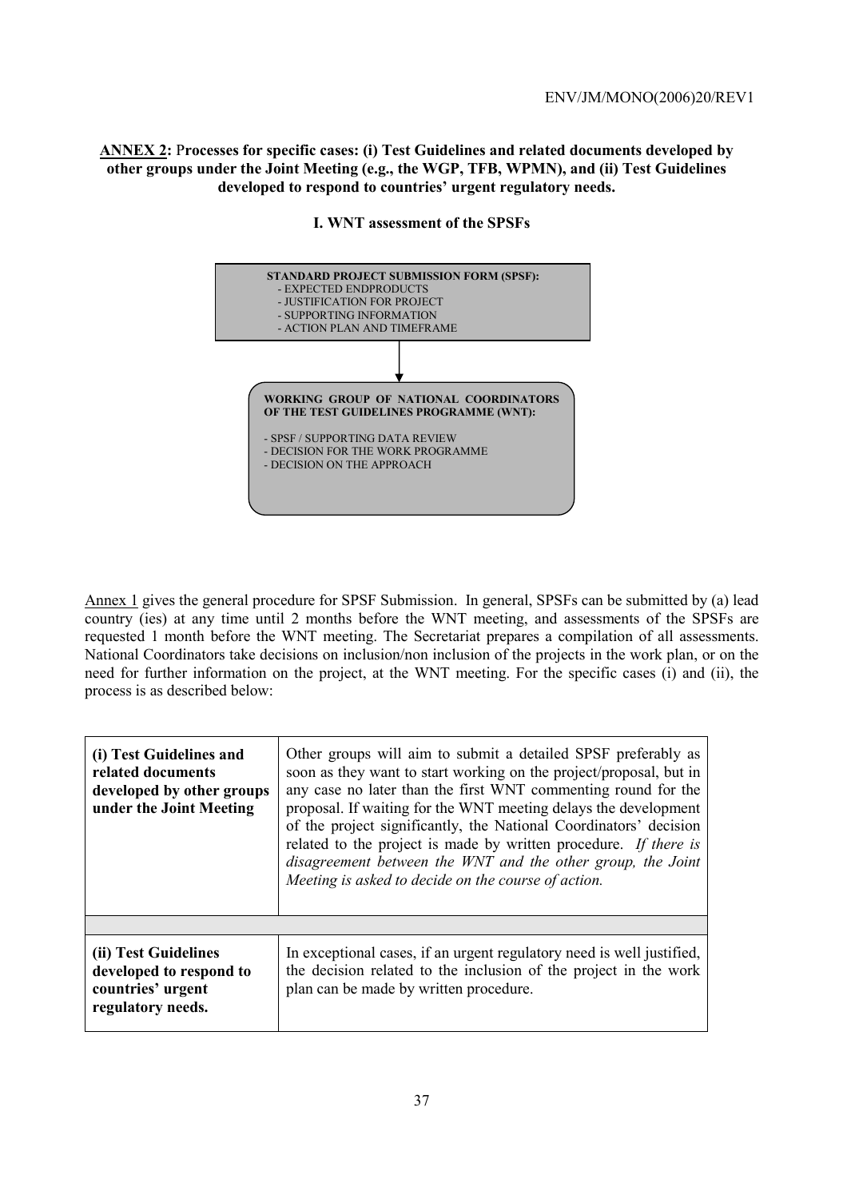**ANNEX 2: Processes for specific cases: (i) Test Guidelines and related documents developed by other groups under the Joint Meeting (e.g., the WGP, TFB, WPMN), and (ii) Test Guidelines developed to respond to countries' urgent regulatory needs.**

**I. WNT assessment of the SPSFs**

**STANDARD PROJECT SUBMISSION FORM (SPSF):**
- EXPECTED ENDPRODUCTS
- JUSTIFICATION FOR PROJECT
- SUPPORTING INFORMATION
- ACTION PLAN AND TIMEFRAME

↓

**WORKING GROUP OF NATIONAL COORDINATORS OF THE TEST GUIDELINES PROGRAMME (WNT):**

- SPSF / SUPPORTING DATA REVIEW
- DECISION FOR THE WORK PROGRAMME
- DECISION ON THE APPROACH

Annex 1 gives the general procedure for SPSF Submission. In general, SPSFs can be submitted by (a) lead country (ies) at any time until 2 months before the WNT meeting, and assessments of the SPSFs are requested 1 month before the WNT meeting. The Secretariat prepares a compilation of all assessments. National Coordinators take decisions on inclusion/non inclusion of the projects in the work plan, or on the need for further information on the project, at the WNT meeting. For the specific cases (i) and (ii), the process is as described below:

| | |
|---|---|
| **(i) Test Guidelines and related documents developed by other groups under the Joint Meeting** | Other groups will aim to submit a detailed SPSF preferably as soon as they want to start working on the project/proposal, but in any case no later than the first WNT commenting round for the proposal. If waiting for the WNT meeting delays the development of the project significantly, the National Coordinators' decision related to the project is made by written procedure. *If there is disagreement between the WNT and the other group, the Joint Meeting is asked to decide on the course of action.* |
| | |
| **(ii) Test Guidelines developed to respond to countries' urgent regulatory needs.** | In exceptional cases, if an urgent regulatory need is well justified, the decision related to the inclusion of the project in the work plan can be made by written procedure. |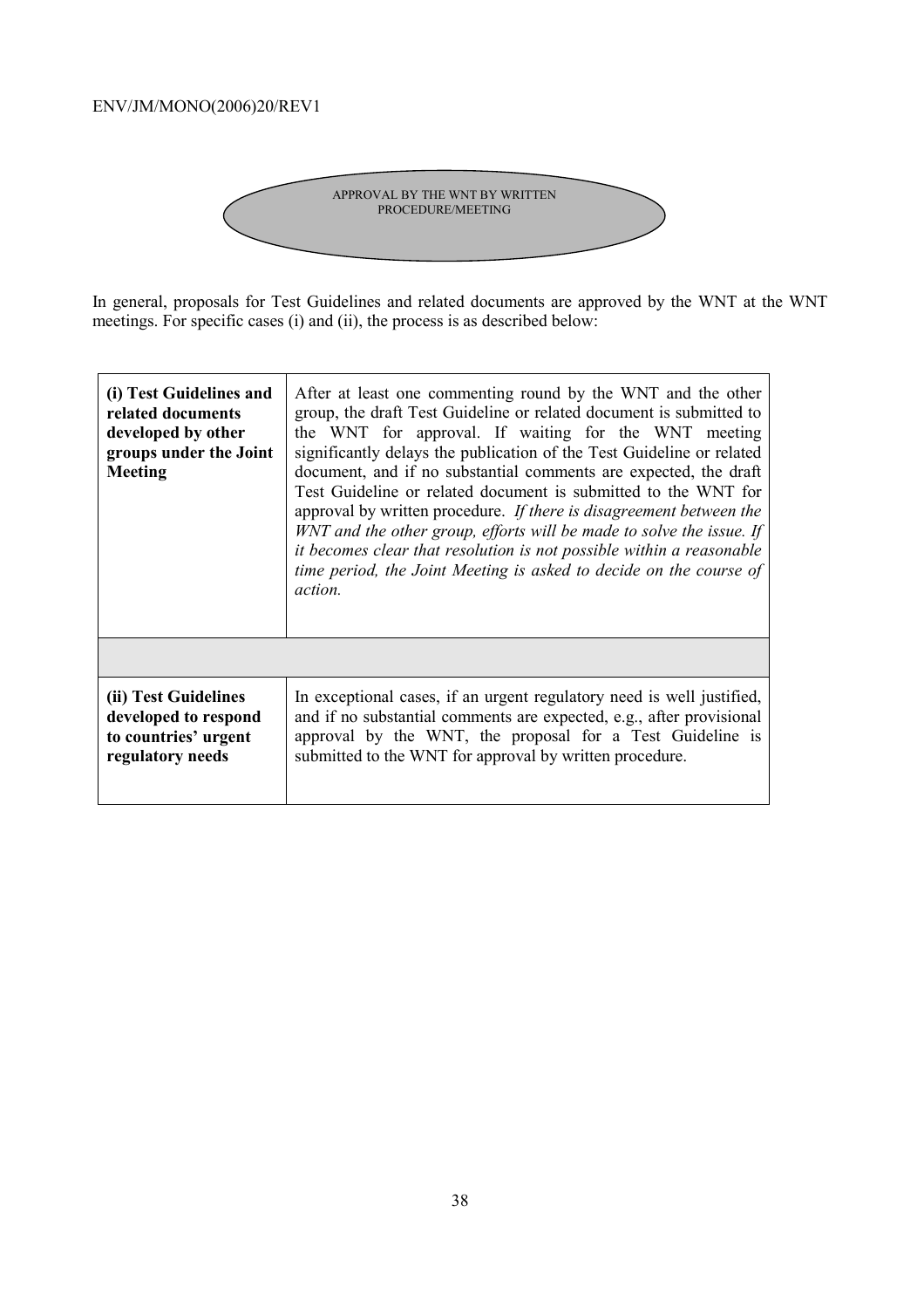APPROVAL BY THE WNT BY WRITTEN PROCEDURE/MEETING

In general, proposals for Test Guidelines and related documents are approved by the WNT at the WNT meetings. For specific cases (i) and (ii), the process is as described below:

| | |
|---|---|
| **(i) Test Guidelines and related documents developed by other groups under the Joint Meeting** | After at least one commenting round by the WNT and the other group, the draft Test Guideline or related document is submitted to the WNT for approval. If waiting for the WNT meeting significantly delays the publication of the Test Guideline or related document, and if no substantial comments are expected, the draft Test Guideline or related document is submitted to the WNT for approval by written procedure. *If there is disagreement between the WNT and the other group, efforts will be made to solve the issue. If it becomes clear that resolution is not possible within a reasonable time period, the Joint Meeting is asked to decide on the course of action.* |
| | |
| **(ii) Test Guidelines developed to respond to countries' urgent regulatory needs** | In exceptional cases, if an urgent regulatory need is well justified, and if no substantial comments are expected, e.g., after provisional approval by the WNT, the proposal for a Test Guideline is submitted to the WNT for approval by written procedure. |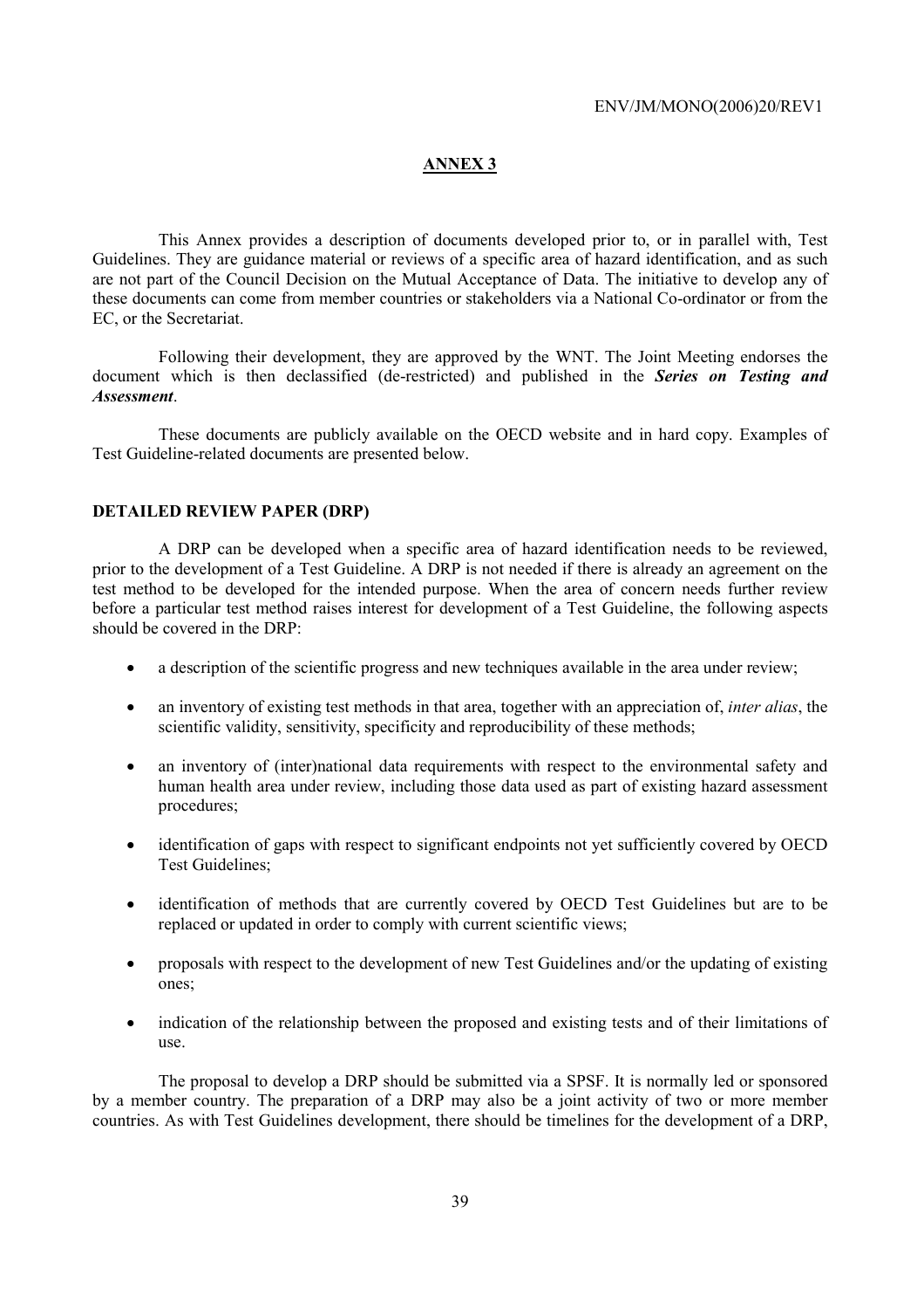## ANNEX 3

This Annex provides a description of documents developed prior to, or in parallel with, Test Guidelines. They are guidance material or reviews of a specific area of hazard identification, and as such are not part of the Council Decision on the Mutual Acceptance of Data. The initiative to develop any of these documents can come from member countries or stakeholders via a National Co-ordinator or from the EC, or the Secretariat.

Following their development, they are approved by the WNT. The Joint Meeting endorses the document which is then declassified (de-restricted) and published in the ***Series on Testing and Assessment***.

These documents are publicly available on the OECD website and in hard copy. Examples of Test Guideline-related documents are presented below.

### DETAILED REVIEW PAPER (DRP)

A DRP can be developed when a specific area of hazard identification needs to be reviewed, prior to the development of a Test Guideline. A DRP is not needed if there is already an agreement on the test method to be developed for the intended purpose. When the area of concern needs further review before a particular test method raises interest for development of a Test Guideline, the following aspects should be covered in the DRP:

- a description of the scientific progress and new techniques available in the area under review;
- an inventory of existing test methods in that area, together with an appreciation of, *inter alias*, the scientific validity, sensitivity, specificity and reproducibility of these methods;
- an inventory of (inter)national data requirements with respect to the environmental safety and human health area under review, including those data used as part of existing hazard assessment procedures;
- identification of gaps with respect to significant endpoints not yet sufficiently covered by OECD Test Guidelines;
- identification of methods that are currently covered by OECD Test Guidelines but are to be replaced or updated in order to comply with current scientific views;
- proposals with respect to the development of new Test Guidelines and/or the updating of existing ones;
- indication of the relationship between the proposed and existing tests and of their limitations of use.

The proposal to develop a DRP should be submitted via a SPSF. It is normally led or sponsored by a member country. The preparation of a DRP may also be a joint activity of two or more member countries. As with Test Guidelines development, there should be timelines for the development of a DRP,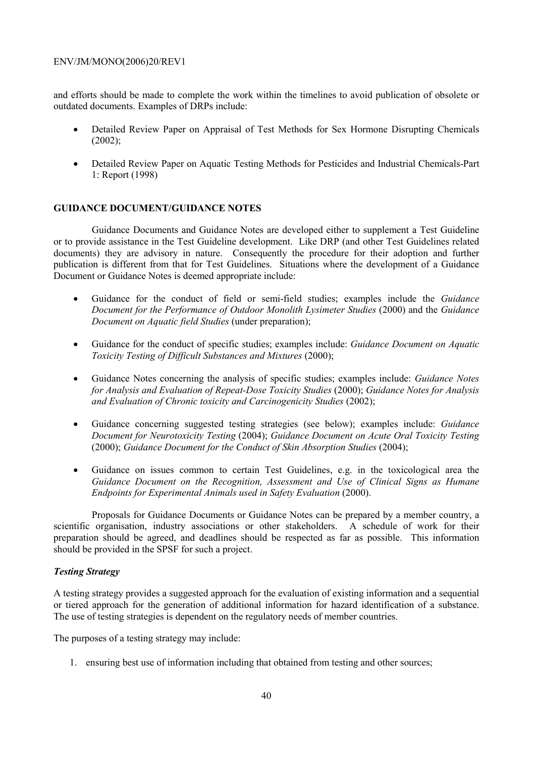and efforts should be made to complete the work within the timelines to avoid publication of obsolete or outdated documents. Examples of DRPs include:

- Detailed Review Paper on Appraisal of Test Methods for Sex Hormone Disrupting Chemicals (2002);
- Detailed Review Paper on Aquatic Testing Methods for Pesticides and Industrial Chemicals-Part 1: Report (1998)

## GUIDANCE DOCUMENT/GUIDANCE NOTES

Guidance Documents and Guidance Notes are developed either to supplement a Test Guideline or to provide assistance in the Test Guideline development. Like DRP (and other Test Guidelines related documents) they are advisory in nature. Consequently the procedure for their adoption and further publication is different from that for Test Guidelines. Situations where the development of a Guidance Document or Guidance Notes is deemed appropriate include:

- Guidance for the conduct of field or semi-field studies; examples include the *Guidance Document for the Performance of Outdoor Monolith Lysimeter Studies* (2000) and the *Guidance Document on Aquatic field Studies* (under preparation);
- Guidance for the conduct of specific studies; examples include: *Guidance Document on Aquatic Toxicity Testing of Difficult Substances and Mixtures* (2000);
- Guidance Notes concerning the analysis of specific studies; examples include: *Guidance Notes for Analysis and Evaluation of Repeat-Dose Toxicity Studies* (2000); *Guidance Notes for Analysis and Evaluation of Chronic toxicity and Carcinogenicity Studies* (2002);
- Guidance concerning suggested testing strategies (see below); examples include: *Guidance Document for Neurotoxicity Testing* (2004); *Guidance Document on Acute Oral Toxicity Testing* (2000); *Guidance Document for the Conduct of Skin Absorption Studies* (2004);
- Guidance on issues common to certain Test Guidelines, e.g. in the toxicological area the *Guidance Document on the Recognition, Assessment and Use of Clinical Signs as Humane Endpoints for Experimental Animals used in Safety Evaluation* (2000).

Proposals for Guidance Documents or Guidance Notes can be prepared by a member country, a scientific organisation, industry associations or other stakeholders. A schedule of work for their preparation should be agreed, and deadlines should be respected as far as possible. This information should be provided in the SPSF for such a project.

### *Testing Strategy*

A testing strategy provides a suggested approach for the evaluation of existing information and a sequential or tiered approach for the generation of additional information for hazard identification of a substance. The use of testing strategies is dependent on the regulatory needs of member countries.

The purposes of a testing strategy may include:

1. ensuring best use of information including that obtained from testing and other sources;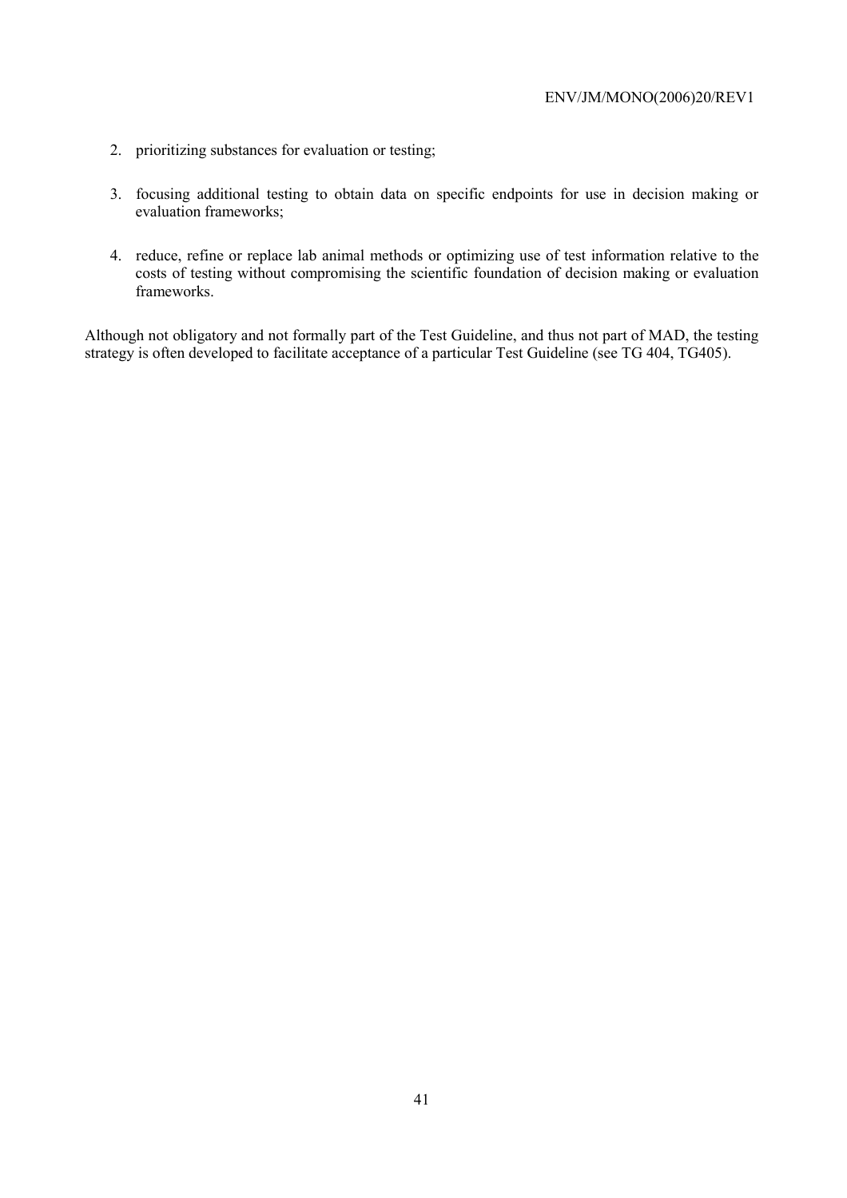2. prioritizing substances for evaluation or testing;

3. focusing additional testing to obtain data on specific endpoints for use in decision making or evaluation frameworks;

4. reduce, refine or replace lab animal methods or optimizing use of test information relative to the costs of testing without compromising the scientific foundation of decision making or evaluation frameworks.

Although not obligatory and not formally part of the Test Guideline, and thus not part of MAD, the testing strategy is often developed to facilitate acceptance of a particular Test Guideline (see TG 404, TG405).